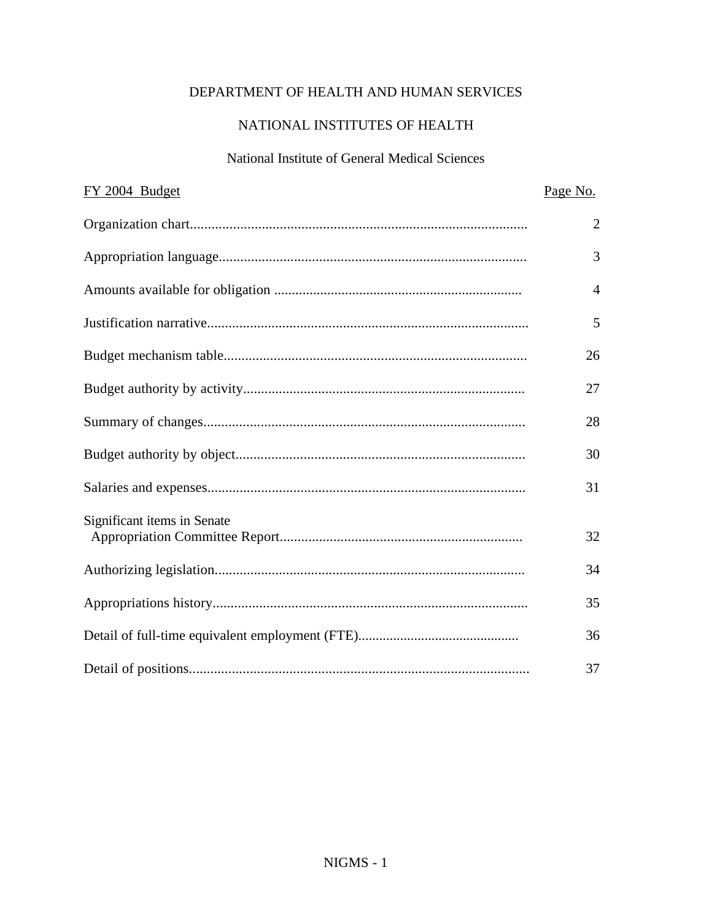DEPARTMENT OF HEALTH AND HUMAN SERVICES

NATIONAL INSTITUTES OF HEALTH

National Institute of General Medical Sciences

| FY 2004 Budget | Page No. |
|---|---|
| Organization chart | 2 |
| Appropriation language | 3 |
| Amounts available for obligation | 4 |
| Justification narrative | 5 |
| Budget mechanism table | 26 |
| Budget authority by activity | 27 |
| Summary of changes | 28 |
| Budget authority by object | 30 |
| Salaries and expenses | 31 |
| Significant items in Senate Appropriation Committee Report | 32 |
| Authorizing legislation | 34 |
| Appropriations history | 35 |
| Detail of full-time equivalent employment (FTE) | 36 |
| Detail of positions | 37 |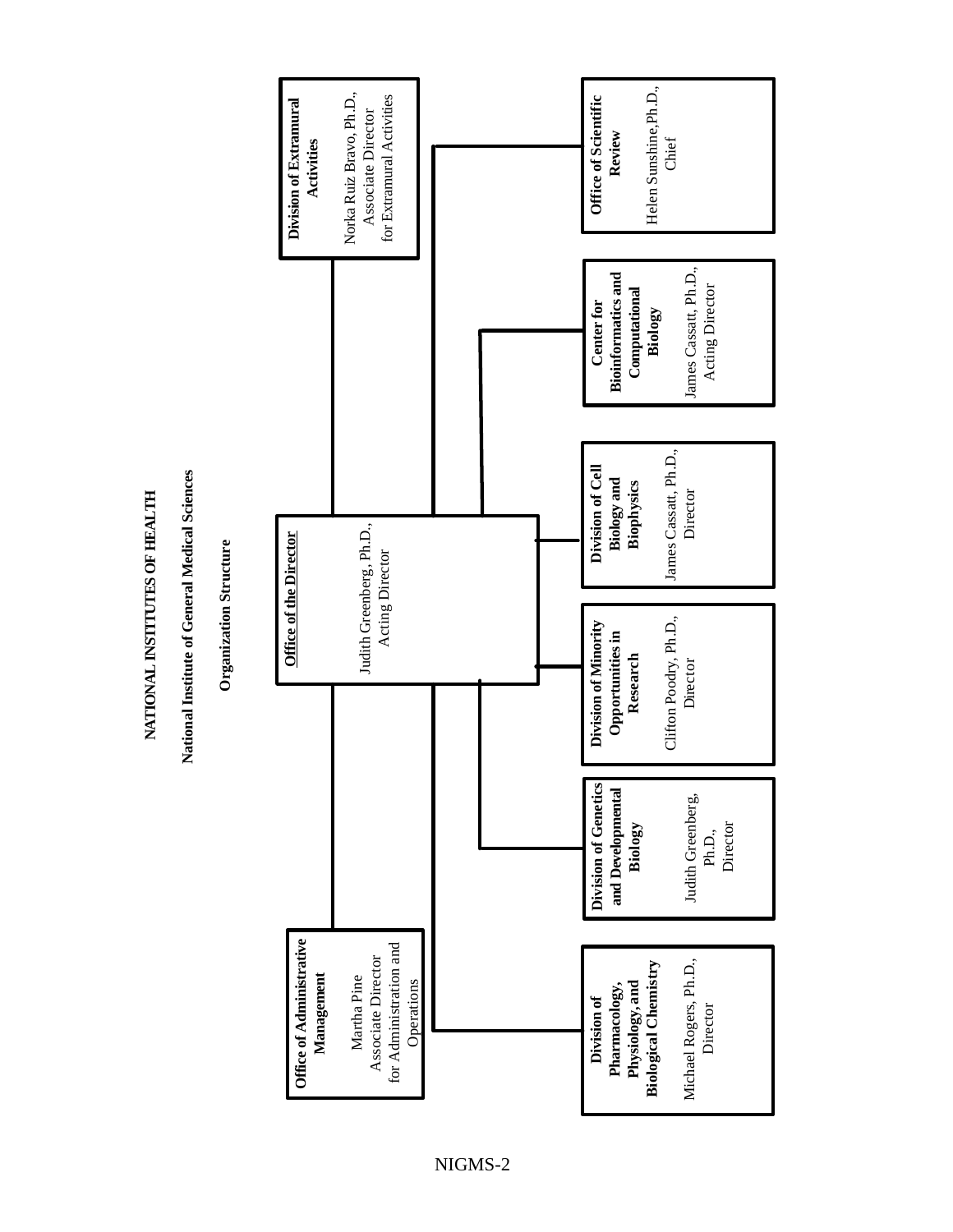# NATIONAL INSTITUTES OF HEALTH

## National Institute of General Medical Sciences

### Organization Structure

**Office of the Director**
Judith Greenberg, Ph.D., Acting Director

**Office of Administrative Management**
Martha Pine
Associate Director for Administration and Operations

**Division of Extramural Activities**
Norka Ruiz Bravo, Ph.D.,
Associate Director for Extramural Activities

**Division of Pharmacology, Physiology, and Biological Chemistry**
Michael Rogers, Ph.D., Director

**Division of Genetics and Developmental Biology**
Judith Greenberg, Ph.D., Director

**Division of Minority Opportunities in Research**
Clifton Poodry, Ph.D., Director

**Division of Cell Biology and Biophysics**
James Cassatt, Ph.D., Director

**Center for Bioinformatics and Computational Biology**
James Cassatt, Ph.D., Acting Director

**Office of Scientific Review**
Helen Sunshine, Ph.D., Chief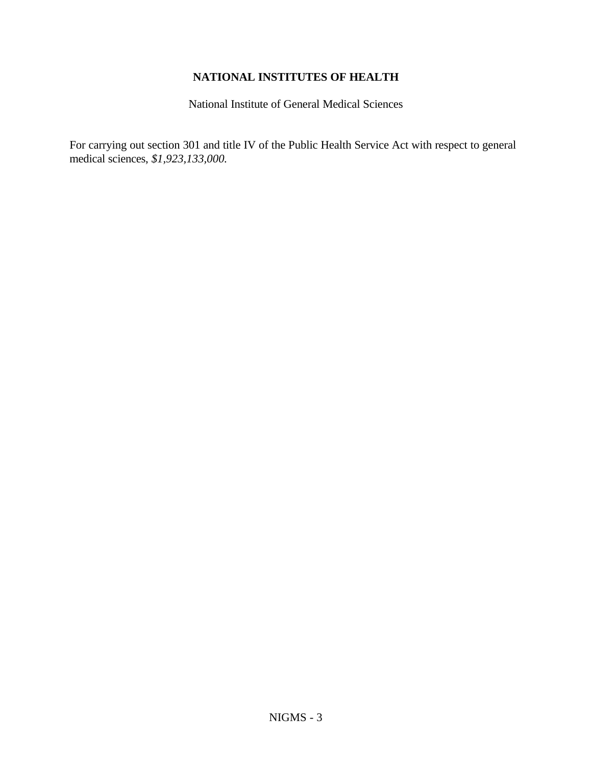## NATIONAL INSTITUTES OF HEALTH

National Institute of General Medical Sciences

For carrying out section 301 and title IV of the Public Health Service Act with respect to general medical sciences, *$1,923,133,000.*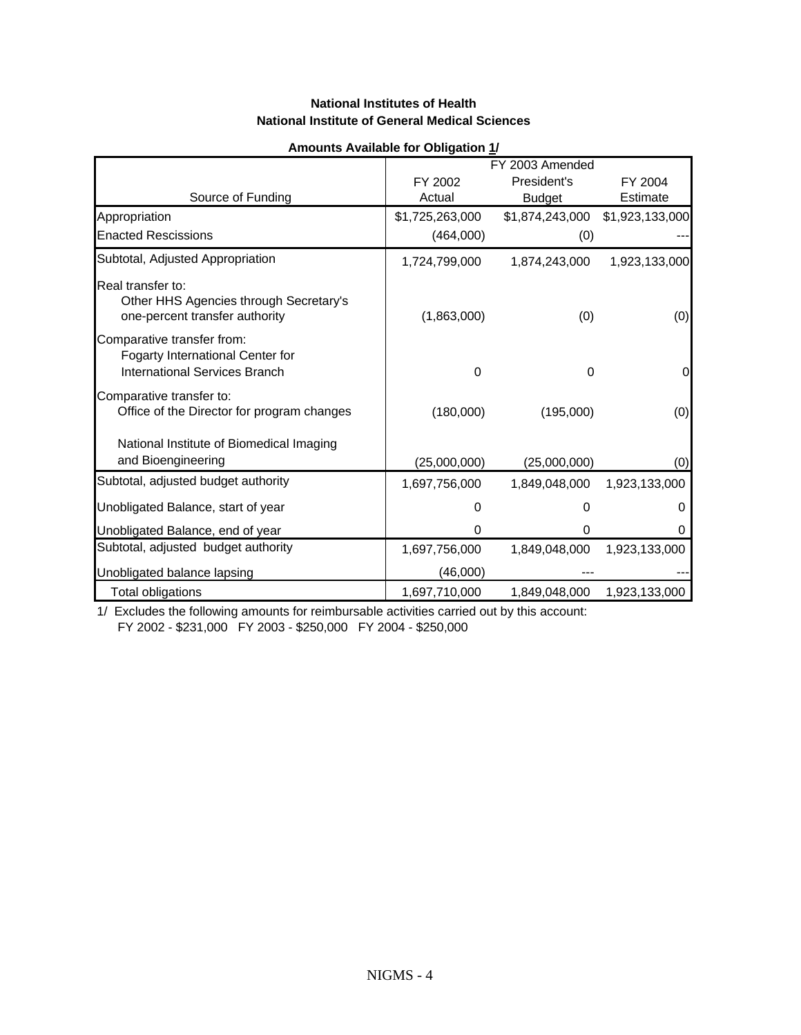**National Institutes of Health**
**National Institute of General Medical Sciences**

**Amounts Available for Obligation 1/**

| Source of Funding | FY 2002 Actual | FY 2003 Amended President's Budget | FY 2004 Estimate |
|---|---|---|---|
| Appropriation | $1,725,263,000 | $1,874,243,000 | $1,923,133,000 |
| Enacted Rescissions | (464,000) | (0) | --- |
| Subtotal, Adjusted Appropriation | 1,724,799,000 | 1,874,243,000 | 1,923,133,000 |
| Real transfer to: Other HHS Agencies through Secretary's one-percent transfer authority | (1,863,000) | (0) | (0) |
| Comparative transfer from: Fogarty International Center for International Services Branch | 0 | 0 | 0 |
| Comparative transfer to: Office of the Director for program changes | (180,000) | (195,000) | (0) |
| National Institute of Biomedical Imaging and Bioengineering | (25,000,000) | (25,000,000) | (0) |
| Subtotal, adjusted budget authority | 1,697,756,000 | 1,849,048,000 | 1,923,133,000 |
| Unobligated Balance, start of year | 0 | 0 | 0 |
| Unobligated Balance, end of year | 0 | 0 | 0 |
| Subtotal, adjusted budget authority | 1,697,756,000 | 1,849,048,000 | 1,923,133,000 |
| Unobligated balance lapsing | (46,000) | --- | --- |
| Total obligations | 1,697,710,000 | 1,849,048,000 | 1,923,133,000 |

1/ Excludes the following amounts for reimbursable activities carried out by this account:
FY 2002 - $231,000 FY 2003 - $250,000 FY 2004 - $250,000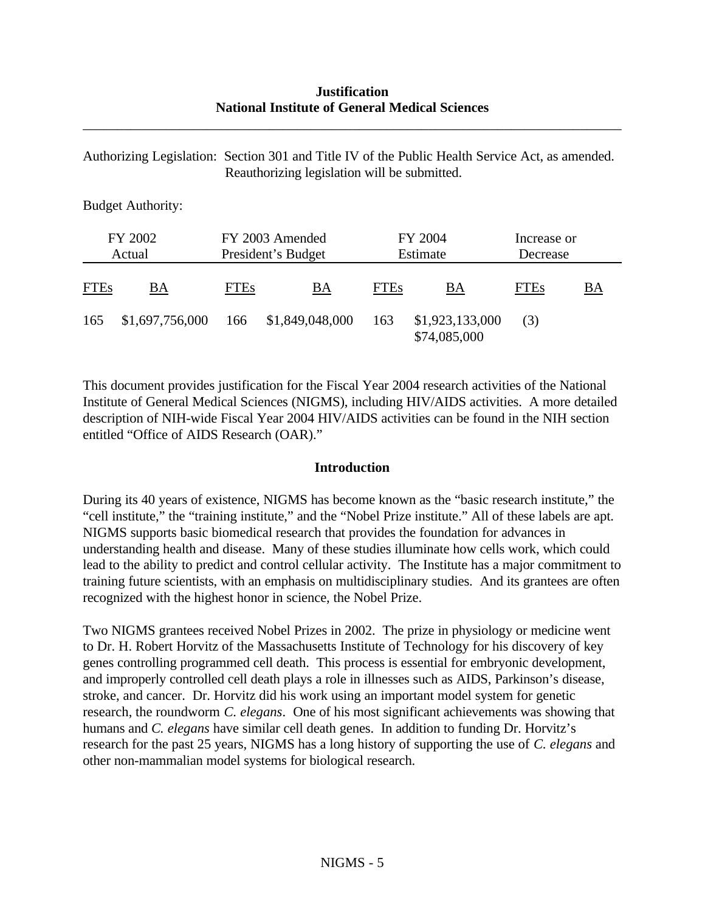**Justification**
**National Institute of General Medical Sciences**

---

Authorizing Legislation: Section 301 and Title IV of the Public Health Service Act, as amended. Reauthorizing legislation will be submitted.

Budget Authority:

| FY 2002 Actual | | FY 2003 Amended President's Budget | | FY 2004 Estimate | | Increase or Decrease | |
|---|---|---|---|---|---|---|---|
| FTEs | BA | FTEs | BA | FTEs | BA | FTEs | BA |
| 165 | $1,697,756,000 | 166 | $1,849,048,000 | 163 | $1,923,133,000 | (3) | $74,085,000 |

This document provides justification for the Fiscal Year 2004 research activities of the National Institute of General Medical Sciences (NIGMS), including HIV/AIDS activities. A more detailed description of NIH-wide Fiscal Year 2004 HIV/AIDS activities can be found in the NIH section entitled "Office of AIDS Research (OAR)."

## Introduction

During its 40 years of existence, NIGMS has become known as the "basic research institute," the "cell institute," the "training institute," and the "Nobel Prize institute." All of these labels are apt. NIGMS supports basic biomedical research that provides the foundation for advances in understanding health and disease. Many of these studies illuminate how cells work, which could lead to the ability to predict and control cellular activity. The Institute has a major commitment to training future scientists, with an emphasis on multidisciplinary studies. And its grantees are often recognized with the highest honor in science, the Nobel Prize.

Two NIGMS grantees received Nobel Prizes in 2002. The prize in physiology or medicine went to Dr. H. Robert Horvitz of the Massachusetts Institute of Technology for his discovery of key genes controlling programmed cell death. This process is essential for embryonic development, and improperly controlled cell death plays a role in illnesses such as AIDS, Parkinson's disease, stroke, and cancer. Dr. Horvitz did his work using an important model system for genetic research, the roundworm *C. elegans*. One of his most significant achievements was showing that humans and *C. elegans* have similar cell death genes. In addition to funding Dr. Horvitz's research for the past 25 years, NIGMS has a long history of supporting the use of *C. elegans* and other non-mammalian model systems for biological research.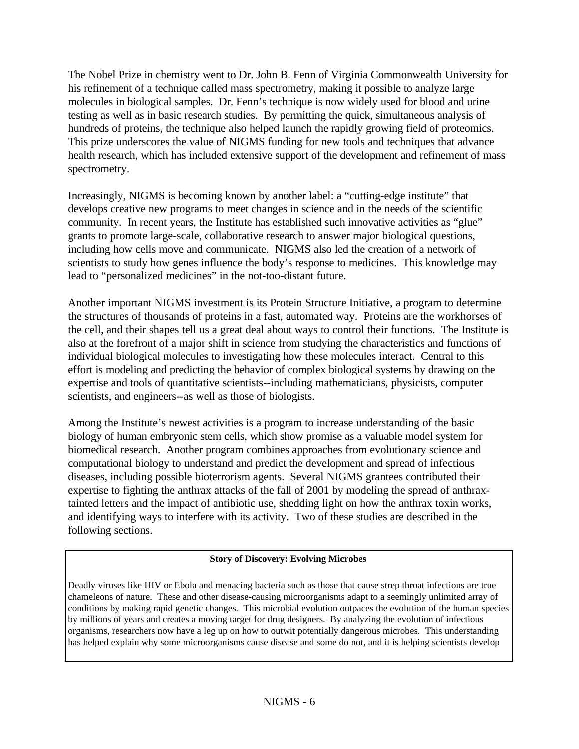The Nobel Prize in chemistry went to Dr. John B. Fenn of Virginia Commonwealth University for his refinement of a technique called mass spectrometry, making it possible to analyze large molecules in biological samples. Dr. Fenn's technique is now widely used for blood and urine testing as well as in basic research studies. By permitting the quick, simultaneous analysis of hundreds of proteins, the technique also helped launch the rapidly growing field of proteomics. This prize underscores the value of NIGMS funding for new tools and techniques that advance health research, which has included extensive support of the development and refinement of mass spectrometry.

Increasingly, NIGMS is becoming known by another label: a "cutting-edge institute" that develops creative new programs to meet changes in science and in the needs of the scientific community. In recent years, the Institute has established such innovative activities as "glue" grants to promote large-scale, collaborative research to answer major biological questions, including how cells move and communicate. NIGMS also led the creation of a network of scientists to study how genes influence the body's response to medicines. This knowledge may lead to "personalized medicines" in the not-too-distant future.

Another important NIGMS investment is its Protein Structure Initiative, a program to determine the structures of thousands of proteins in a fast, automated way. Proteins are the workhorses of the cell, and their shapes tell us a great deal about ways to control their functions. The Institute is also at the forefront of a major shift in science from studying the characteristics and functions of individual biological molecules to investigating how these molecules interact. Central to this effort is modeling and predicting the behavior of complex biological systems by drawing on the expertise and tools of quantitative scientists--including mathematicians, physicists, computer scientists, and engineers--as well as those of biologists.

Among the Institute's newest activities is a program to increase understanding of the basic biology of human embryonic stem cells, which show promise as a valuable model system for biomedical research. Another program combines approaches from evolutionary science and computational biology to understand and predict the development and spread of infectious diseases, including possible bioterrorism agents. Several NIGMS grantees contributed their expertise to fighting the anthrax attacks of the fall of 2001 by modeling the spread of anthrax-tainted letters and the impact of antibiotic use, shedding light on how the anthrax toxin works, and identifying ways to interfere with its activity. Two of these studies are described in the following sections.

**Story of Discovery: Evolving Microbes**

Deadly viruses like HIV or Ebola and menacing bacteria such as those that cause strep throat infections are true chameleons of nature. These and other disease-causing microorganisms adapt to a seemingly unlimited array of conditions by making rapid genetic changes. This microbial evolution outpaces the evolution of the human species by millions of years and creates a moving target for drug designers. By analyzing the evolution of infectious organisms, researchers now have a leg up on how to outwit potentially dangerous microbes. This understanding has helped explain why some microorganisms cause disease and some do not, and it is helping scientists develop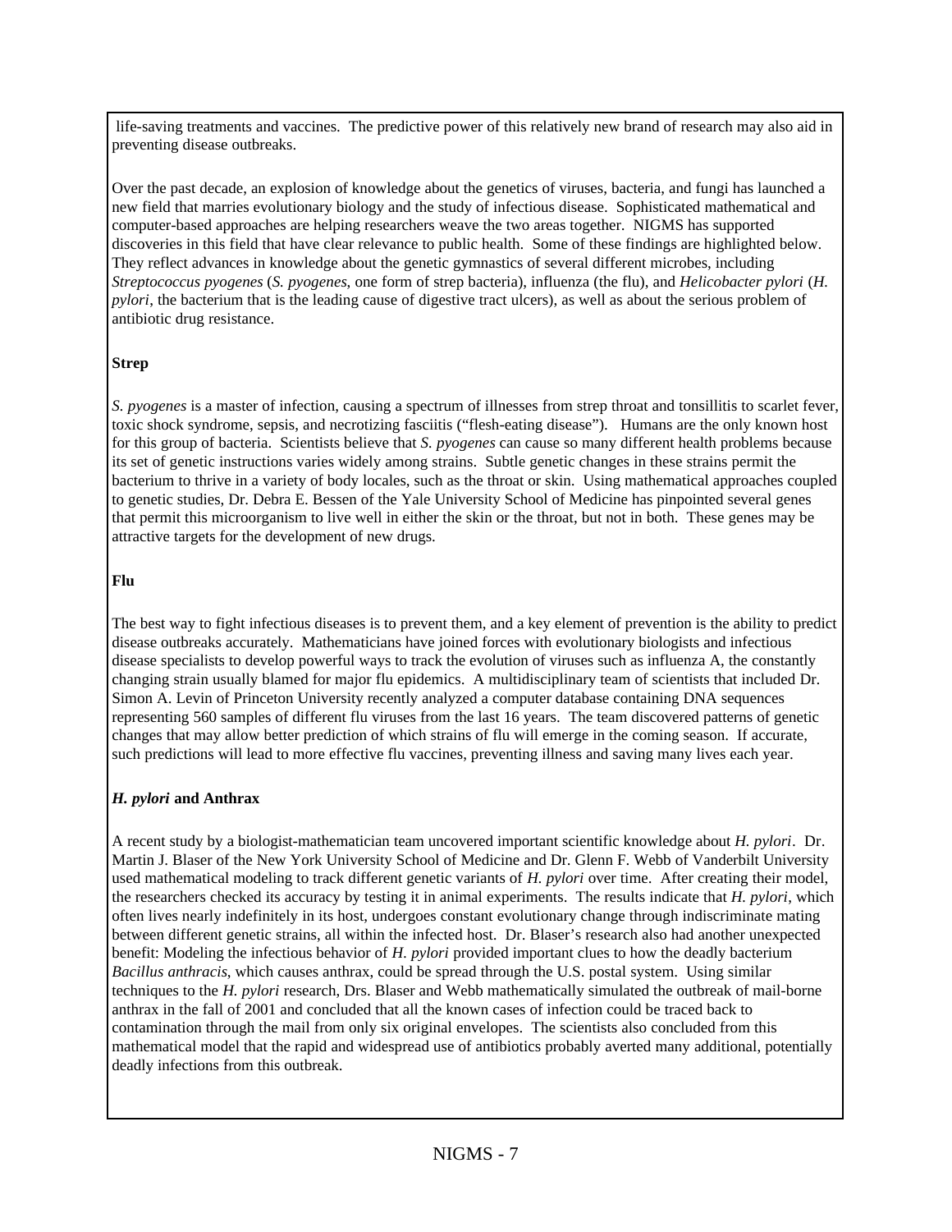life-saving treatments and vaccines. The predictive power of this relatively new brand of research may also aid in preventing disease outbreaks.

Over the past decade, an explosion of knowledge about the genetics of viruses, bacteria, and fungi has launched a new field that marries evolutionary biology and the study of infectious disease. Sophisticated mathematical and computer-based approaches are helping researchers weave the two areas together. NIGMS has supported discoveries in this field that have clear relevance to public health. Some of these findings are highlighted below. They reflect advances in knowledge about the genetic gymnastics of several different microbes, including *Streptococcus pyogenes* (*S. pyogenes*, one form of strep bacteria), influenza (the flu), and *Helicobacter pylori* (*H. pylori*, the bacterium that is the leading cause of digestive tract ulcers), as well as about the serious problem of antibiotic drug resistance.

**Strep**

*S. pyogenes* is a master of infection, causing a spectrum of illnesses from strep throat and tonsillitis to scarlet fever, toxic shock syndrome, sepsis, and necrotizing fasciitis ("flesh-eating disease"). Humans are the only known host for this group of bacteria. Scientists believe that *S. pyogenes* can cause so many different health problems because its set of genetic instructions varies widely among strains. Subtle genetic changes in these strains permit the bacterium to thrive in a variety of body locales, such as the throat or skin. Using mathematical approaches coupled to genetic studies, Dr. Debra E. Bessen of the Yale University School of Medicine has pinpointed several genes that permit this microorganism to live well in either the skin or the throat, but not in both. These genes may be attractive targets for the development of new drugs.

**Flu**

The best way to fight infectious diseases is to prevent them, and a key element of prevention is the ability to predict disease outbreaks accurately. Mathematicians have joined forces with evolutionary biologists and infectious disease specialists to develop powerful ways to track the evolution of viruses such as influenza A, the constantly changing strain usually blamed for major flu epidemics. A multidisciplinary team of scientists that included Dr. Simon A. Levin of Princeton University recently analyzed a computer database containing DNA sequences representing 560 samples of different flu viruses from the last 16 years. The team discovered patterns of genetic changes that may allow better prediction of which strains of flu will emerge in the coming season. If accurate, such predictions will lead to more effective flu vaccines, preventing illness and saving many lives each year.

***H. pylori* and Anthrax**

A recent study by a biologist-mathematician team uncovered important scientific knowledge about *H. pylori*. Dr. Martin J. Blaser of the New York University School of Medicine and Dr. Glenn F. Webb of Vanderbilt University used mathematical modeling to track different genetic variants of *H. pylori* over time. After creating their model, the researchers checked its accuracy by testing it in animal experiments. The results indicate that *H. pylori*, which often lives nearly indefinitely in its host, undergoes constant evolutionary change through indiscriminate mating between different genetic strains, all within the infected host. Dr. Blaser's research also had another unexpected benefit: Modeling the infectious behavior of *H. pylori* provided important clues to how the deadly bacterium *Bacillus anthracis*, which causes anthrax, could be spread through the U.S. postal system. Using similar techniques to the *H. pylori* research, Drs. Blaser and Webb mathematically simulated the outbreak of mail-borne anthrax in the fall of 2001 and concluded that all the known cases of infection could be traced back to contamination through the mail from only six original envelopes. The scientists also concluded from this mathematical model that the rapid and widespread use of antibiotics probably averted many additional, potentially deadly infections from this outbreak.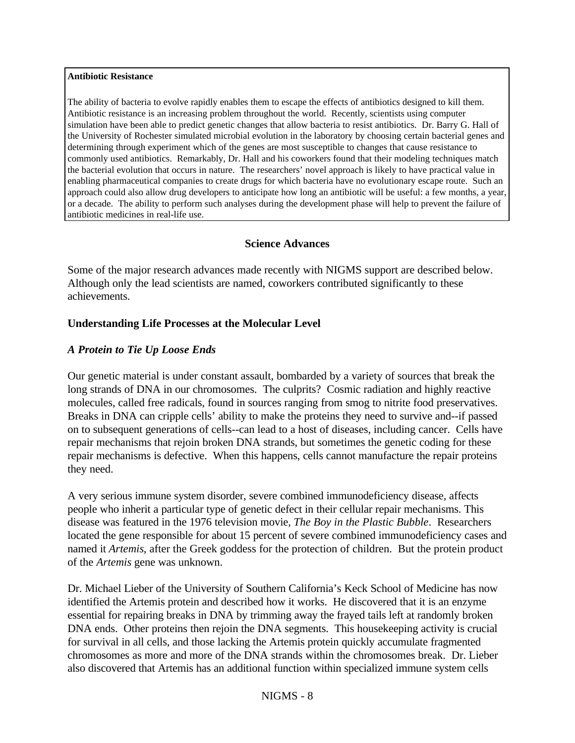**Antibiotic Resistance**

The ability of bacteria to evolve rapidly enables them to escape the effects of antibiotics designed to kill them. Antibiotic resistance is an increasing problem throughout the world. Recently, scientists using computer simulation have been able to predict genetic changes that allow bacteria to resist antibiotics. Dr. Barry G. Hall of the University of Rochester simulated microbial evolution in the laboratory by choosing certain bacterial genes and determining through experiment which of the genes are most susceptible to changes that cause resistance to commonly used antibiotics. Remarkably, Dr. Hall and his coworkers found that their modeling techniques match the bacterial evolution that occurs in nature. The researchers' novel approach is likely to have practical value in enabling pharmaceutical companies to create drugs for which bacteria have no evolutionary escape route. Such an approach could also allow drug developers to anticipate how long an antibiotic will be useful: a few months, a year, or a decade. The ability to perform such analyses during the development phase will help to prevent the failure of antibiotic medicines in real-life use.

## Science Advances

Some of the major research advances made recently with NIGMS support are described below. Although only the lead scientists are named, coworkers contributed significantly to these achievements.

### Understanding Life Processes at the Molecular Level

#### *A Protein to Tie Up Loose Ends*

Our genetic material is under constant assault, bombarded by a variety of sources that break the long strands of DNA in our chromosomes. The culprits? Cosmic radiation and highly reactive molecules, called free radicals, found in sources ranging from smog to nitrite food preservatives. Breaks in DNA can cripple cells' ability to make the proteins they need to survive and--if passed on to subsequent generations of cells--can lead to a host of diseases, including cancer. Cells have repair mechanisms that rejoin broken DNA strands, but sometimes the genetic coding for these repair mechanisms is defective. When this happens, cells cannot manufacture the repair proteins they need.

A very serious immune system disorder, severe combined immunodeficiency disease, affects people who inherit a particular type of genetic defect in their cellular repair mechanisms. This disease was featured in the 1976 television movie, *The Boy in the Plastic Bubble*. Researchers located the gene responsible for about 15 percent of severe combined immunodeficiency cases and named it *Artemis*, after the Greek goddess for the protection of children. But the protein product of the *Artemis* gene was unknown.

Dr. Michael Lieber of the University of Southern California's Keck School of Medicine has now identified the Artemis protein and described how it works. He discovered that it is an enzyme essential for repairing breaks in DNA by trimming away the frayed tails left at randomly broken DNA ends. Other proteins then rejoin the DNA segments. This housekeeping activity is crucial for survival in all cells, and those lacking the Artemis protein quickly accumulate fragmented chromosomes as more and more of the DNA strands within the chromosomes break. Dr. Lieber also discovered that Artemis has an additional function within specialized immune system cells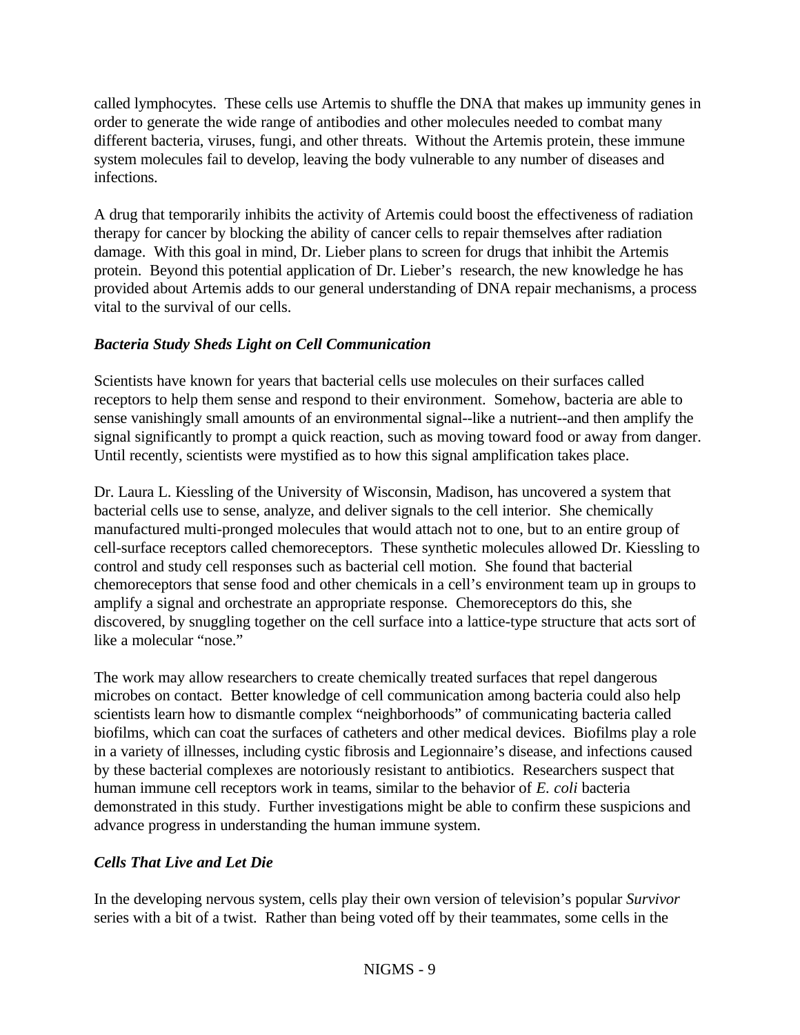called lymphocytes. These cells use Artemis to shuffle the DNA that makes up immunity genes in order to generate the wide range of antibodies and other molecules needed to combat many different bacteria, viruses, fungi, and other threats. Without the Artemis protein, these immune system molecules fail to develop, leaving the body vulnerable to any number of diseases and infections.

A drug that temporarily inhibits the activity of Artemis could boost the effectiveness of radiation therapy for cancer by blocking the ability of cancer cells to repair themselves after radiation damage. With this goal in mind, Dr. Lieber plans to screen for drugs that inhibit the Artemis protein. Beyond this potential application of Dr. Lieber's research, the new knowledge he has provided about Artemis adds to our general understanding of DNA repair mechanisms, a process vital to the survival of our cells.

### *Bacteria Study Sheds Light on Cell Communication*

Scientists have known for years that bacterial cells use molecules on their surfaces called receptors to help them sense and respond to their environment. Somehow, bacteria are able to sense vanishingly small amounts of an environmental signal--like a nutrient--and then amplify the signal significantly to prompt a quick reaction, such as moving toward food or away from danger. Until recently, scientists were mystified as to how this signal amplification takes place.

Dr. Laura L. Kiessling of the University of Wisconsin, Madison, has uncovered a system that bacterial cells use to sense, analyze, and deliver signals to the cell interior. She chemically manufactured multi-pronged molecules that would attach not to one, but to an entire group of cell-surface receptors called chemoreceptors. These synthetic molecules allowed Dr. Kiessling to control and study cell responses such as bacterial cell motion. She found that bacterial chemoreceptors that sense food and other chemicals in a cell's environment team up in groups to amplify a signal and orchestrate an appropriate response. Chemoreceptors do this, she discovered, by snuggling together on the cell surface into a lattice-type structure that acts sort of like a molecular "nose."

The work may allow researchers to create chemically treated surfaces that repel dangerous microbes on contact. Better knowledge of cell communication among bacteria could also help scientists learn how to dismantle complex "neighborhoods" of communicating bacteria called biofilms, which can coat the surfaces of catheters and other medical devices. Biofilms play a role in a variety of illnesses, including cystic fibrosis and Legionnaire's disease, and infections caused by these bacterial complexes are notoriously resistant to antibiotics. Researchers suspect that human immune cell receptors work in teams, similar to the behavior of *E. coli* bacteria demonstrated in this study. Further investigations might be able to confirm these suspicions and advance progress in understanding the human immune system.

### *Cells That Live and Let Die*

In the developing nervous system, cells play their own version of television's popular *Survivor* series with a bit of a twist. Rather than being voted off by their teammates, some cells in the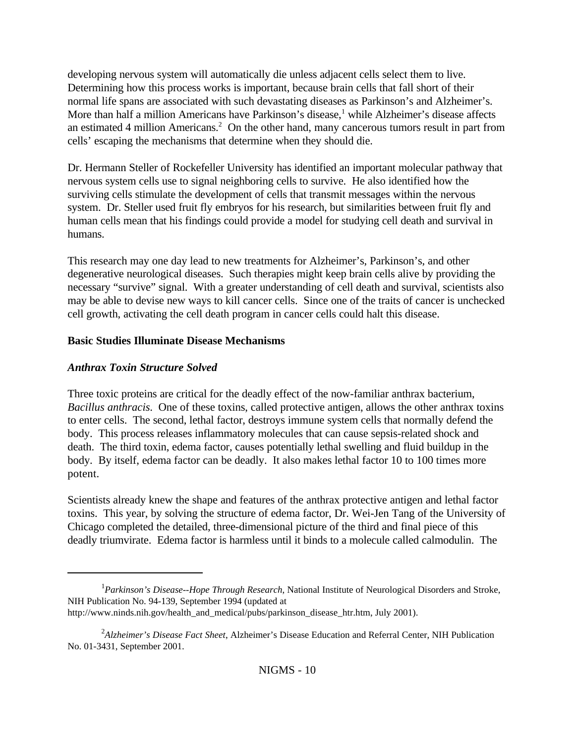developing nervous system will automatically die unless adjacent cells select them to live. Determining how this process works is important, because brain cells that fall short of their normal life spans are associated with such devastating diseases as Parkinson's and Alzheimer's. More than half a million Americans have Parkinson's disease,[1] while Alzheimer's disease affects an estimated 4 million Americans.[2] On the other hand, many cancerous tumors result in part from cells' escaping the mechanisms that determine when they should die.

Dr. Hermann Steller of Rockefeller University has identified an important molecular pathway that nervous system cells use to signal neighboring cells to survive. He also identified how the surviving cells stimulate the development of cells that transmit messages within the nervous system. Dr. Steller used fruit fly embryos for his research, but similarities between fruit fly and human cells mean that his findings could provide a model for studying cell death and survival in humans.

This research may one day lead to new treatments for Alzheimer's, Parkinson's, and other degenerative neurological diseases. Such therapies might keep brain cells alive by providing the necessary "survive" signal. With a greater understanding of cell death and survival, scientists also may be able to devise new ways to kill cancer cells. Since one of the traits of cancer is unchecked cell growth, activating the cell death program in cancer cells could halt this disease.

## Basic Studies Illuminate Disease Mechanisms

### *Anthrax Toxin Structure Solved*

Three toxic proteins are critical for the deadly effect of the now-familiar anthrax bacterium, *Bacillus anthracis*. One of these toxins, called protective antigen, allows the other anthrax toxins to enter cells. The second, lethal factor, destroys immune system cells that normally defend the body. This process releases inflammatory molecules that can cause sepsis-related shock and death. The third toxin, edema factor, causes potentially lethal swelling and fluid buildup in the body. By itself, edema factor can be deadly. It also makes lethal factor 10 to 100 times more potent.

Scientists already knew the shape and features of the anthrax protective antigen and lethal factor toxins. This year, by solving the structure of edema factor, Dr. Wei-Jen Tang of the University of Chicago completed the detailed, three-dimensional picture of the third and final piece of this deadly triumvirate. Edema factor is harmless until it binds to a molecule called calmodulin. The

---

[1] *Parkinson's Disease--Hope Through Research*, National Institute of Neurological Disorders and Stroke, NIH Publication No. 94-139, September 1994 (updated at http://www.ninds.nih.gov/health_and_medical/pubs/parkinson_disease_htr.htm, July 2001).

[2] *Alzheimer's Disease Fact Sheet*, Alzheimer's Disease Education and Referral Center, NIH Publication No. 01-3431, September 2001.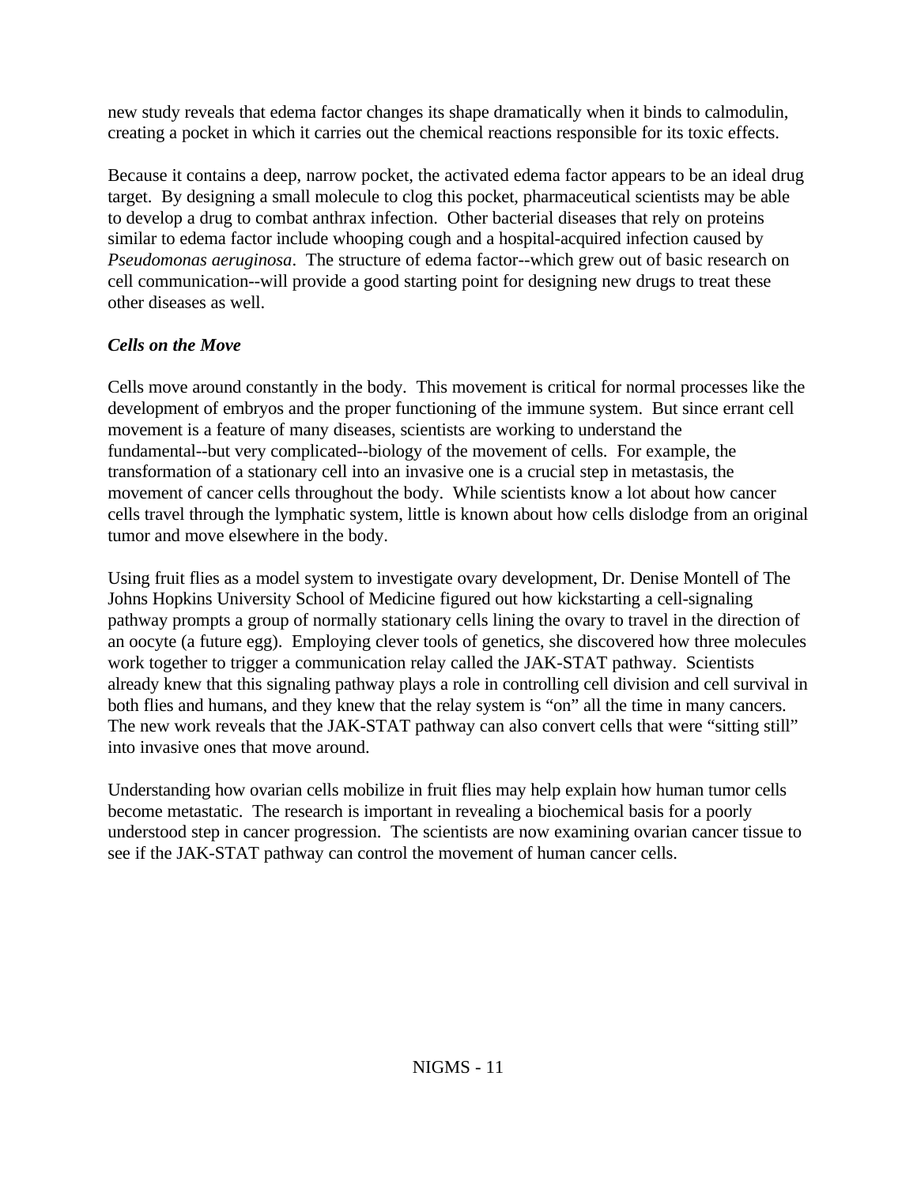new study reveals that edema factor changes its shape dramatically when it binds to calmodulin, creating a pocket in which it carries out the chemical reactions responsible for its toxic effects.

Because it contains a deep, narrow pocket, the activated edema factor appears to be an ideal drug target. By designing a small molecule to clog this pocket, pharmaceutical scientists may be able to develop a drug to combat anthrax infection. Other bacterial diseases that rely on proteins similar to edema factor include whooping cough and a hospital-acquired infection caused by *Pseudomonas aeruginosa*. The structure of edema factor--which grew out of basic research on cell communication--will provide a good starting point for designing new drugs to treat these other diseases as well.

***Cells on the Move***

Cells move around constantly in the body. This movement is critical for normal processes like the development of embryos and the proper functioning of the immune system. But since errant cell movement is a feature of many diseases, scientists are working to understand the fundamental--but very complicated--biology of the movement of cells. For example, the transformation of a stationary cell into an invasive one is a crucial step in metastasis, the movement of cancer cells throughout the body. While scientists know a lot about how cancer cells travel through the lymphatic system, little is known about how cells dislodge from an original tumor and move elsewhere in the body.

Using fruit flies as a model system to investigate ovary development, Dr. Denise Montell of The Johns Hopkins University School of Medicine figured out how kickstarting a cell-signaling pathway prompts a group of normally stationary cells lining the ovary to travel in the direction of an oocyte (a future egg). Employing clever tools of genetics, she discovered how three molecules work together to trigger a communication relay called the JAK-STAT pathway. Scientists already knew that this signaling pathway plays a role in controlling cell division and cell survival in both flies and humans, and they knew that the relay system is "on" all the time in many cancers. The new work reveals that the JAK-STAT pathway can also convert cells that were "sitting still" into invasive ones that move around.

Understanding how ovarian cells mobilize in fruit flies may help explain how human tumor cells become metastatic. The research is important in revealing a biochemical basis for a poorly understood step in cancer progression. The scientists are now examining ovarian cancer tissue to see if the JAK-STAT pathway can control the movement of human cancer cells.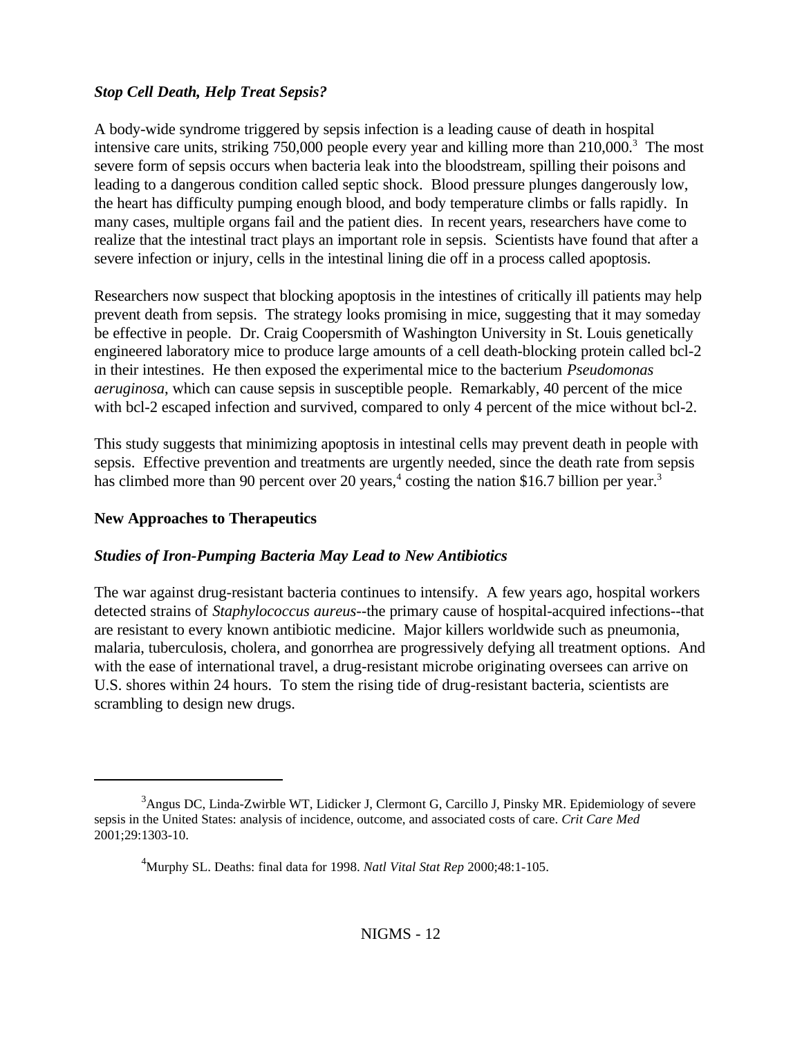### *Stop Cell Death, Help Treat Sepsis?*

A body-wide syndrome triggered by sepsis infection is a leading cause of death in hospital intensive care units, striking 750,000 people every year and killing more than 210,000.[3] The most severe form of sepsis occurs when bacteria leak into the bloodstream, spilling their poisons and leading to a dangerous condition called septic shock. Blood pressure plunges dangerously low, the heart has difficulty pumping enough blood, and body temperature climbs or falls rapidly. In many cases, multiple organs fail and the patient dies. In recent years, researchers have come to realize that the intestinal tract plays an important role in sepsis. Scientists have found that after a severe infection or injury, cells in the intestinal lining die off in a process called apoptosis.

Researchers now suspect that blocking apoptosis in the intestines of critically ill patients may help prevent death from sepsis. The strategy looks promising in mice, suggesting that it may someday be effective in people. Dr. Craig Coopersmith of Washington University in St. Louis genetically engineered laboratory mice to produce large amounts of a cell death-blocking protein called bcl-2 in their intestines. He then exposed the experimental mice to the bacterium *Pseudomonas aeruginosa*, which can cause sepsis in susceptible people. Remarkably, 40 percent of the mice with bcl-2 escaped infection and survived, compared to only 4 percent of the mice without bcl-2.

This study suggests that minimizing apoptosis in intestinal cells may prevent death in people with sepsis. Effective prevention and treatments are urgently needed, since the death rate from sepsis has climbed more than 90 percent over 20 years,[4] costing the nation $16.7 billion per year.[3]

## New Approaches to Therapeutics

### *Studies of Iron-Pumping Bacteria May Lead to New Antibiotics*

The war against drug-resistant bacteria continues to intensify. A few years ago, hospital workers detected strains of *Staphylococcus aureus*--the primary cause of hospital-acquired infections--that are resistant to every known antibiotic medicine. Major killers worldwide such as pneumonia, malaria, tuberculosis, cholera, and gonorrhea are progressively defying all treatment options. And with the ease of international travel, a drug-resistant microbe originating oversees can arrive on U.S. shores within 24 hours. To stem the rising tide of drug-resistant bacteria, scientists are scrambling to design new drugs.

---

[3] Angus DC, Linda-Zwirble WT, Lidicker J, Clermont G, Carcillo J, Pinsky MR. Epidemiology of severe sepsis in the United States: analysis of incidence, outcome, and associated costs of care. *Crit Care Med* 2001;29:1303-10.

[4] Murphy SL. Deaths: final data for 1998. *Natl Vital Stat Rep* 2000;48:1-105.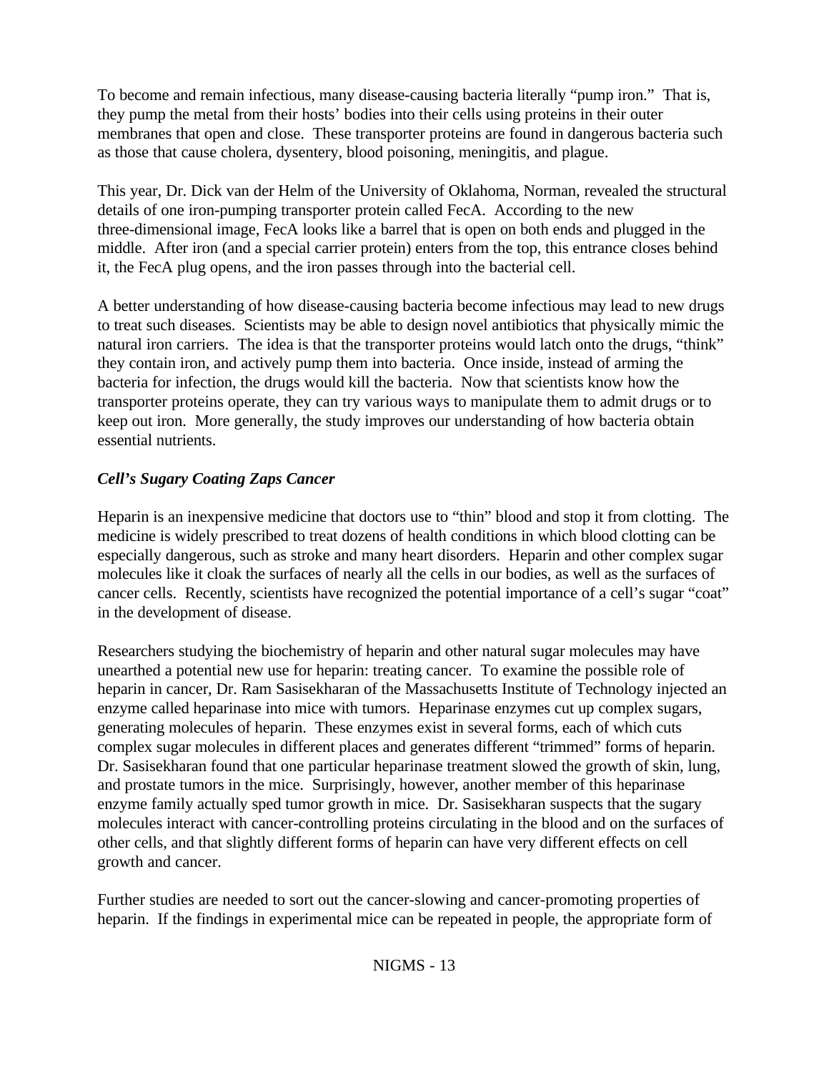To become and remain infectious, many disease-causing bacteria literally "pump iron." That is, they pump the metal from their hosts' bodies into their cells using proteins in their outer membranes that open and close. These transporter proteins are found in dangerous bacteria such as those that cause cholera, dysentery, blood poisoning, meningitis, and plague.

This year, Dr. Dick van der Helm of the University of Oklahoma, Norman, revealed the structural details of one iron-pumping transporter protein called FecA. According to the new three-dimensional image, FecA looks like a barrel that is open on both ends and plugged in the middle. After iron (and a special carrier protein) enters from the top, this entrance closes behind it, the FecA plug opens, and the iron passes through into the bacterial cell.

A better understanding of how disease-causing bacteria become infectious may lead to new drugs to treat such diseases. Scientists may be able to design novel antibiotics that physically mimic the natural iron carriers. The idea is that the transporter proteins would latch onto the drugs, "think" they contain iron, and actively pump them into bacteria. Once inside, instead of arming the bacteria for infection, the drugs would kill the bacteria. Now that scientists know how the transporter proteins operate, they can try various ways to manipulate them to admit drugs or to keep out iron. More generally, the study improves our understanding of how bacteria obtain essential nutrients.

***Cell's Sugary Coating Zaps Cancer***

Heparin is an inexpensive medicine that doctors use to "thin" blood and stop it from clotting. The medicine is widely prescribed to treat dozens of health conditions in which blood clotting can be especially dangerous, such as stroke and many heart disorders. Heparin and other complex sugar molecules like it cloak the surfaces of nearly all the cells in our bodies, as well as the surfaces of cancer cells. Recently, scientists have recognized the potential importance of a cell's sugar "coat" in the development of disease.

Researchers studying the biochemistry of heparin and other natural sugar molecules may have unearthed a potential new use for heparin: treating cancer. To examine the possible role of heparin in cancer, Dr. Ram Sasisekharan of the Massachusetts Institute of Technology injected an enzyme called heparinase into mice with tumors. Heparinase enzymes cut up complex sugars, generating molecules of heparin. These enzymes exist in several forms, each of which cuts complex sugar molecules in different places and generates different "trimmed" forms of heparin. Dr. Sasisekharan found that one particular heparinase treatment slowed the growth of skin, lung, and prostate tumors in the mice. Surprisingly, however, another member of this heparinase enzyme family actually sped tumor growth in mice. Dr. Sasisekharan suspects that the sugary molecules interact with cancer-controlling proteins circulating in the blood and on the surfaces of other cells, and that slightly different forms of heparin can have very different effects on cell growth and cancer.

Further studies are needed to sort out the cancer-slowing and cancer-promoting properties of heparin. If the findings in experimental mice can be repeated in people, the appropriate form of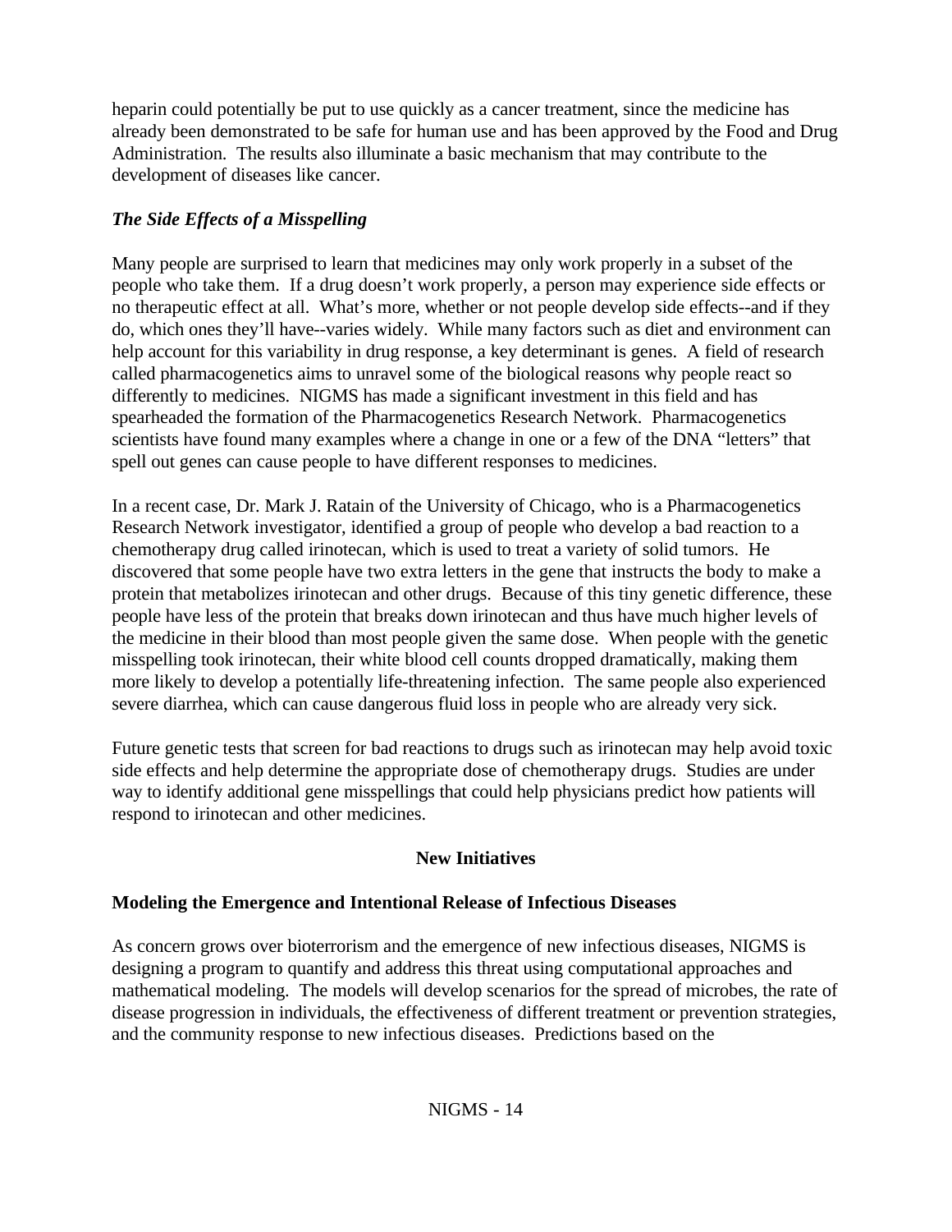heparin could potentially be put to use quickly as a cancer treatment, since the medicine has already been demonstrated to be safe for human use and has been approved by the Food and Drug Administration. The results also illuminate a basic mechanism that may contribute to the development of diseases like cancer.

***The Side Effects of a Misspelling***

Many people are surprised to learn that medicines may only work properly in a subset of the people who take them. If a drug doesn't work properly, a person may experience side effects or no therapeutic effect at all. What's more, whether or not people develop side effects--and if they do, which ones they'll have--varies widely. While many factors such as diet and environment can help account for this variability in drug response, a key determinant is genes. A field of research called pharmacogenetics aims to unravel some of the biological reasons why people react so differently to medicines. NIGMS has made a significant investment in this field and has spearheaded the formation of the Pharmacogenetics Research Network. Pharmacogenetics scientists have found many examples where a change in one or a few of the DNA "letters" that spell out genes can cause people to have different responses to medicines.

In a recent case, Dr. Mark J. Ratain of the University of Chicago, who is a Pharmacogenetics Research Network investigator, identified a group of people who develop a bad reaction to a chemotherapy drug called irinotecan, which is used to treat a variety of solid tumors. He discovered that some people have two extra letters in the gene that instructs the body to make a protein that metabolizes irinotecan and other drugs. Because of this tiny genetic difference, these people have less of the protein that breaks down irinotecan and thus have much higher levels of the medicine in their blood than most people given the same dose. When people with the genetic misspelling took irinotecan, their white blood cell counts dropped dramatically, making them more likely to develop a potentially life-threatening infection. The same people also experienced severe diarrhea, which can cause dangerous fluid loss in people who are already very sick.

Future genetic tests that screen for bad reactions to drugs such as irinotecan may help avoid toxic side effects and help determine the appropriate dose of chemotherapy drugs. Studies are under way to identify additional gene misspellings that could help physicians predict how patients will respond to irinotecan and other medicines.

## New Initiatives

### Modeling the Emergence and Intentional Release of Infectious Diseases

As concern grows over bioterrorism and the emergence of new infectious diseases, NIGMS is designing a program to quantify and address this threat using computational approaches and mathematical modeling. The models will develop scenarios for the spread of microbes, the rate of disease progression in individuals, the effectiveness of different treatment or prevention strategies, and the community response to new infectious diseases. Predictions based on the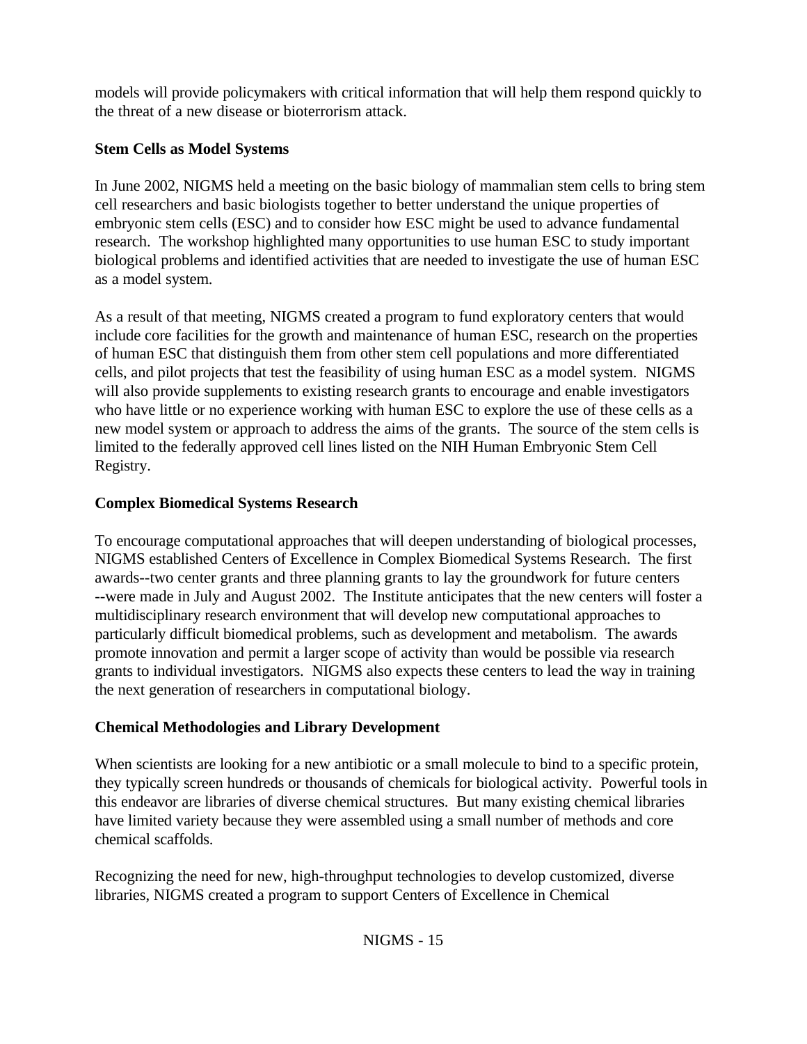models will provide policymakers with critical information that will help them respond quickly to the threat of a new disease or bioterrorism attack.

**Stem Cells as Model Systems**

In June 2002, NIGMS held a meeting on the basic biology of mammalian stem cells to bring stem cell researchers and basic biologists together to better understand the unique properties of embryonic stem cells (ESC) and to consider how ESC might be used to advance fundamental research. The workshop highlighted many opportunities to use human ESC to study important biological problems and identified activities that are needed to investigate the use of human ESC as a model system.

As a result of that meeting, NIGMS created a program to fund exploratory centers that would include core facilities for the growth and maintenance of human ESC, research on the properties of human ESC that distinguish them from other stem cell populations and more differentiated cells, and pilot projects that test the feasibility of using human ESC as a model system. NIGMS will also provide supplements to existing research grants to encourage and enable investigators who have little or no experience working with human ESC to explore the use of these cells as a new model system or approach to address the aims of the grants. The source of the stem cells is limited to the federally approved cell lines listed on the NIH Human Embryonic Stem Cell Registry.

**Complex Biomedical Systems Research**

To encourage computational approaches that will deepen understanding of biological processes, NIGMS established Centers of Excellence in Complex Biomedical Systems Research. The first awards--two center grants and three planning grants to lay the groundwork for future centers --were made in July and August 2002. The Institute anticipates that the new centers will foster a multidisciplinary research environment that will develop new computational approaches to particularly difficult biomedical problems, such as development and metabolism. The awards promote innovation and permit a larger scope of activity than would be possible via research grants to individual investigators. NIGMS also expects these centers to lead the way in training the next generation of researchers in computational biology.

**Chemical Methodologies and Library Development**

When scientists are looking for a new antibiotic or a small molecule to bind to a specific protein, they typically screen hundreds or thousands of chemicals for biological activity. Powerful tools in this endeavor are libraries of diverse chemical structures. But many existing chemical libraries have limited variety because they were assembled using a small number of methods and core chemical scaffolds.

Recognizing the need for new, high-throughput technologies to develop customized, diverse libraries, NIGMS created a program to support Centers of Excellence in Chemical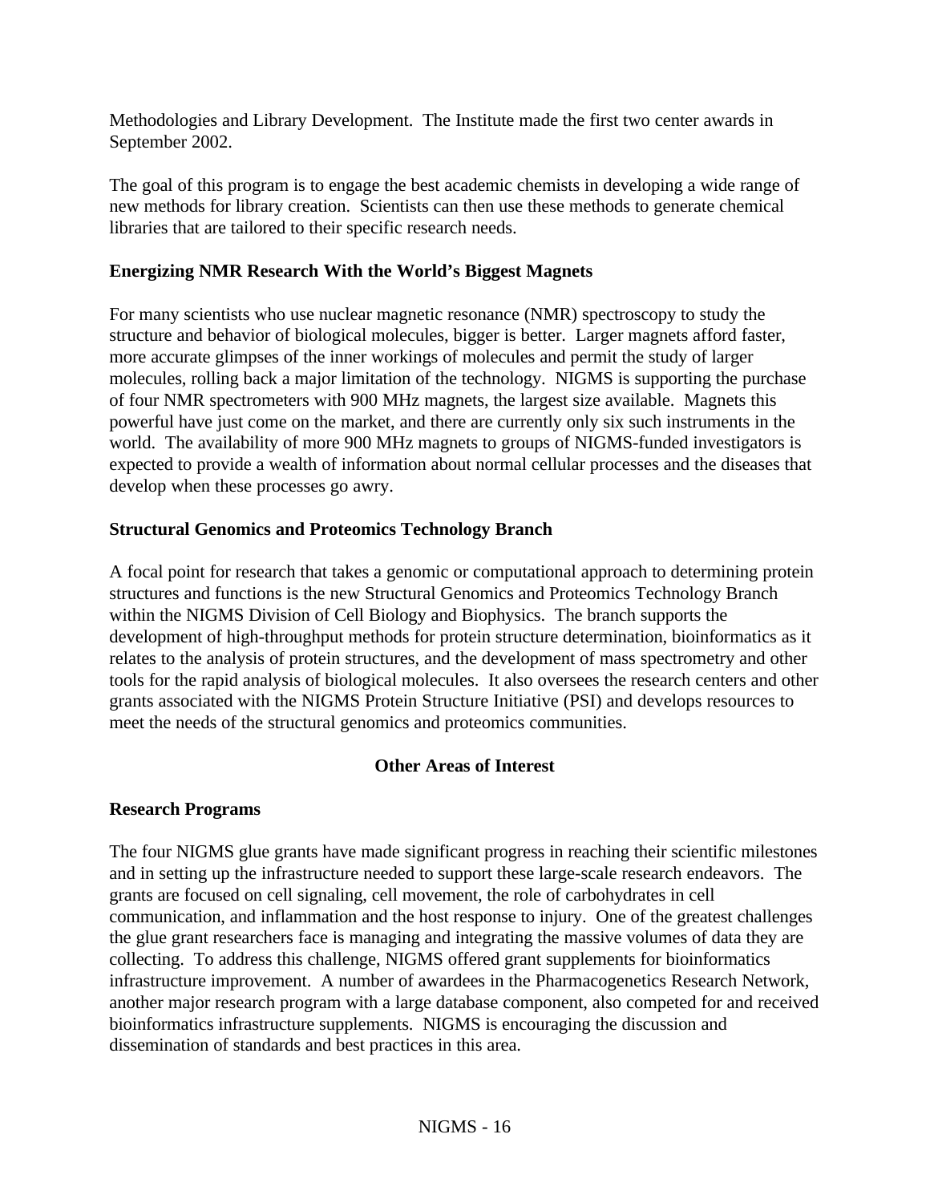Methodologies and Library Development. The Institute made the first two center awards in September 2002.

The goal of this program is to engage the best academic chemists in developing a wide range of new methods for library creation. Scientists can then use these methods to generate chemical libraries that are tailored to their specific research needs.

**Energizing NMR Research With the World's Biggest Magnets**

For many scientists who use nuclear magnetic resonance (NMR) spectroscopy to study the structure and behavior of biological molecules, bigger is better. Larger magnets afford faster, more accurate glimpses of the inner workings of molecules and permit the study of larger molecules, rolling back a major limitation of the technology. NIGMS is supporting the purchase of four NMR spectrometers with 900 MHz magnets, the largest size available. Magnets this powerful have just come on the market, and there are currently only six such instruments in the world. The availability of more 900 MHz magnets to groups of NIGMS-funded investigators is expected to provide a wealth of information about normal cellular processes and the diseases that develop when these processes go awry.

**Structural Genomics and Proteomics Technology Branch**

A focal point for research that takes a genomic or computational approach to determining protein structures and functions is the new Structural Genomics and Proteomics Technology Branch within the NIGMS Division of Cell Biology and Biophysics. The branch supports the development of high-throughput methods for protein structure determination, bioinformatics as it relates to the analysis of protein structures, and the development of mass spectrometry and other tools for the rapid analysis of biological molecules. It also oversees the research centers and other grants associated with the NIGMS Protein Structure Initiative (PSI) and develops resources to meet the needs of the structural genomics and proteomics communities.

## Other Areas of Interest

**Research Programs**

The four NIGMS glue grants have made significant progress in reaching their scientific milestones and in setting up the infrastructure needed to support these large-scale research endeavors. The grants are focused on cell signaling, cell movement, the role of carbohydrates in cell communication, and inflammation and the host response to injury. One of the greatest challenges the glue grant researchers face is managing and integrating the massive volumes of data they are collecting. To address this challenge, NIGMS offered grant supplements for bioinformatics infrastructure improvement. A number of awardees in the Pharmacogenetics Research Network, another major research program with a large database component, also competed for and received bioinformatics infrastructure supplements. NIGMS is encouraging the discussion and dissemination of standards and best practices in this area.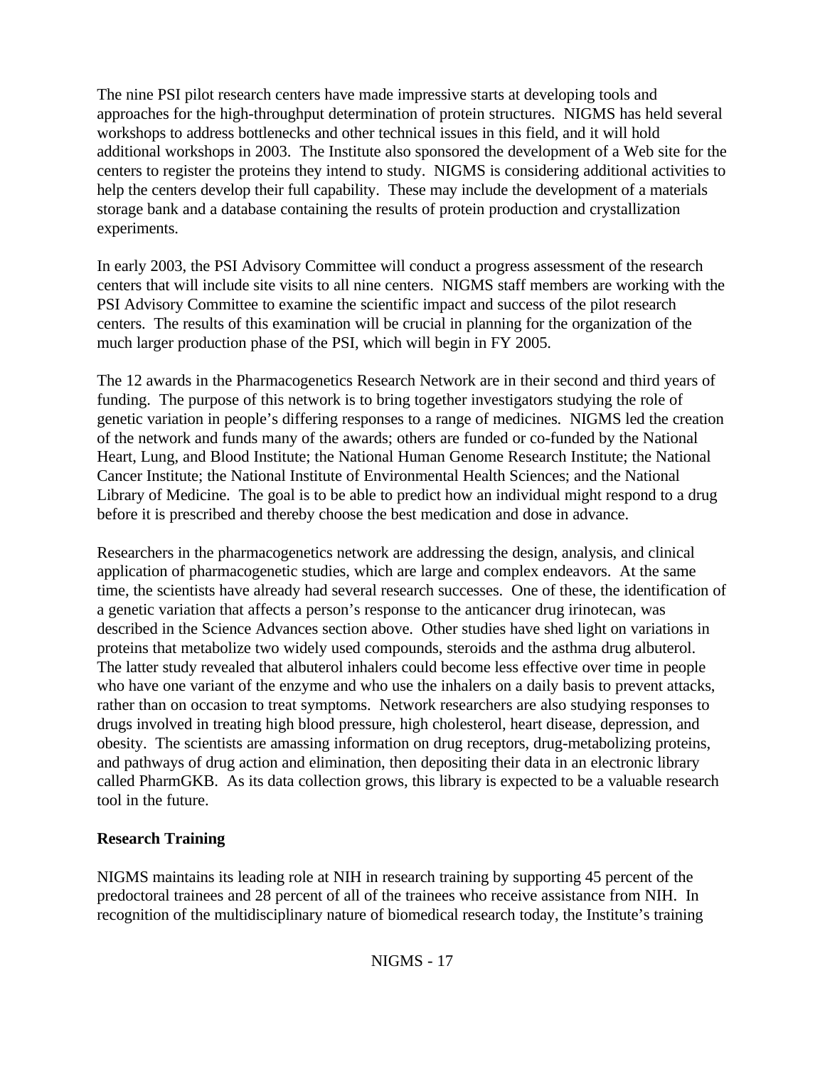The nine PSI pilot research centers have made impressive starts at developing tools and approaches for the high-throughput determination of protein structures. NIGMS has held several workshops to address bottlenecks and other technical issues in this field, and it will hold additional workshops in 2003. The Institute also sponsored the development of a Web site for the centers to register the proteins they intend to study. NIGMS is considering additional activities to help the centers develop their full capability. These may include the development of a materials storage bank and a database containing the results of protein production and crystallization experiments.

In early 2003, the PSI Advisory Committee will conduct a progress assessment of the research centers that will include site visits to all nine centers. NIGMS staff members are working with the PSI Advisory Committee to examine the scientific impact and success of the pilot research centers. The results of this examination will be crucial in planning for the organization of the much larger production phase of the PSI, which will begin in FY 2005.

The 12 awards in the Pharmacogenetics Research Network are in their second and third years of funding. The purpose of this network is to bring together investigators studying the role of genetic variation in people's differing responses to a range of medicines. NIGMS led the creation of the network and funds many of the awards; others are funded or co-funded by the National Heart, Lung, and Blood Institute; the National Human Genome Research Institute; the National Cancer Institute; the National Institute of Environmental Health Sciences; and the National Library of Medicine. The goal is to be able to predict how an individual might respond to a drug before it is prescribed and thereby choose the best medication and dose in advance.

Researchers in the pharmacogenetics network are addressing the design, analysis, and clinical application of pharmacogenetic studies, which are large and complex endeavors. At the same time, the scientists have already had several research successes. One of these, the identification of a genetic variation that affects a person's response to the anticancer drug irinotecan, was described in the Science Advances section above. Other studies have shed light on variations in proteins that metabolize two widely used compounds, steroids and the asthma drug albuterol. The latter study revealed that albuterol inhalers could become less effective over time in people who have one variant of the enzyme and who use the inhalers on a daily basis to prevent attacks, rather than on occasion to treat symptoms. Network researchers are also studying responses to drugs involved in treating high blood pressure, high cholesterol, heart disease, depression, and obesity. The scientists are amassing information on drug receptors, drug-metabolizing proteins, and pathways of drug action and elimination, then depositing their data in an electronic library called PharmGKB. As its data collection grows, this library is expected to be a valuable research tool in the future.

**Research Training**

NIGMS maintains its leading role at NIH in research training by supporting 45 percent of the predoctoral trainees and 28 percent of all of the trainees who receive assistance from NIH. In recognition of the multidisciplinary nature of biomedical research today, the Institute's training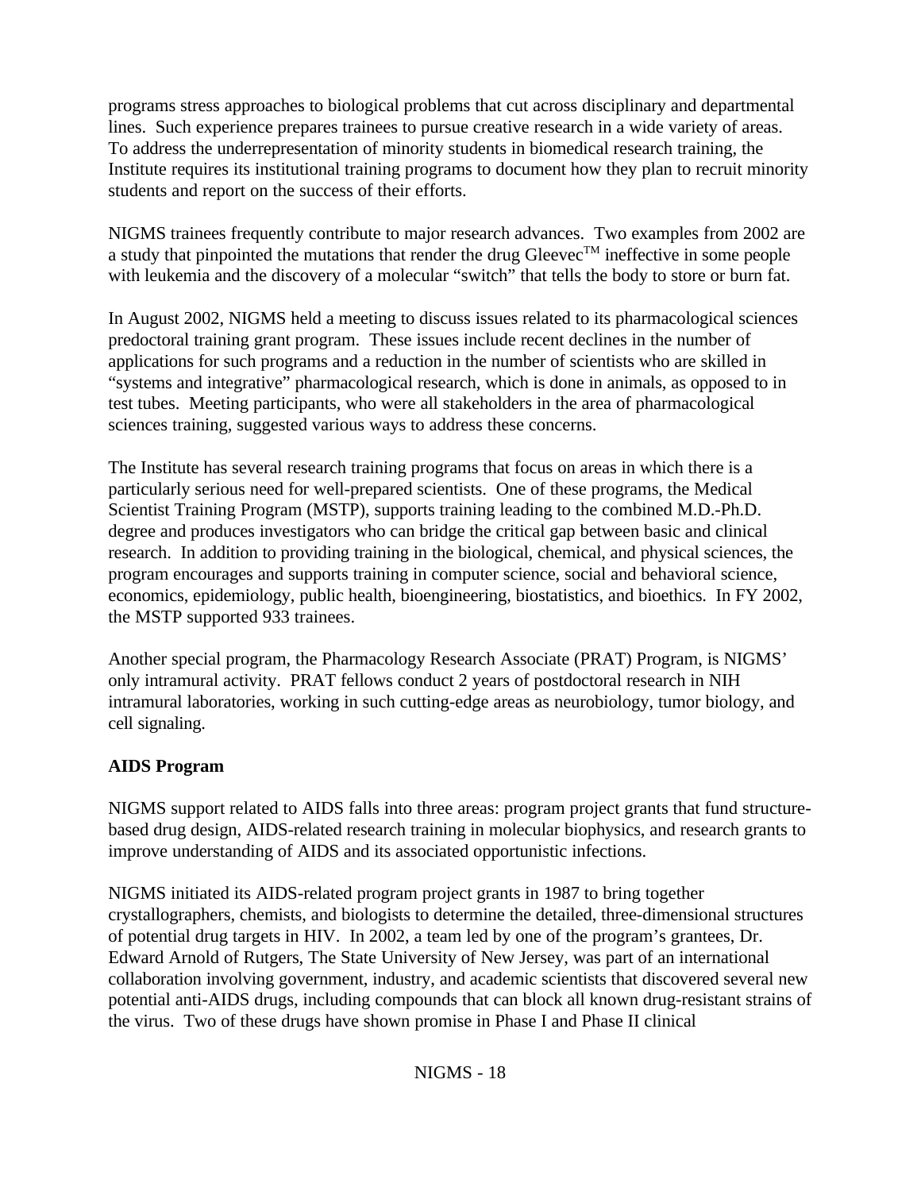programs stress approaches to biological problems that cut across disciplinary and departmental lines. Such experience prepares trainees to pursue creative research in a wide variety of areas. To address the underrepresentation of minority students in biomedical research training, the Institute requires its institutional training programs to document how they plan to recruit minority students and report on the success of their efforts.

NIGMS trainees frequently contribute to major research advances. Two examples from 2002 are a study that pinpointed the mutations that render the drug Gleevec™ ineffective in some people with leukemia and the discovery of a molecular "switch" that tells the body to store or burn fat.

In August 2002, NIGMS held a meeting to discuss issues related to its pharmacological sciences predoctoral training grant program. These issues include recent declines in the number of applications for such programs and a reduction in the number of scientists who are skilled in "systems and integrative" pharmacological research, which is done in animals, as opposed to in test tubes. Meeting participants, who were all stakeholders in the area of pharmacological sciences training, suggested various ways to address these concerns.

The Institute has several research training programs that focus on areas in which there is a particularly serious need for well-prepared scientists. One of these programs, the Medical Scientist Training Program (MSTP), supports training leading to the combined M.D.-Ph.D. degree and produces investigators who can bridge the critical gap between basic and clinical research. In addition to providing training in the biological, chemical, and physical sciences, the program encourages and supports training in computer science, social and behavioral science, economics, epidemiology, public health, bioengineering, biostatistics, and bioethics. In FY 2002, the MSTP supported 933 trainees.

Another special program, the Pharmacology Research Associate (PRAT) Program, is NIGMS' only intramural activity. PRAT fellows conduct 2 years of postdoctoral research in NIH intramural laboratories, working in such cutting-edge areas as neurobiology, tumor biology, and cell signaling.

**AIDS Program**

NIGMS support related to AIDS falls into three areas: program project grants that fund structure-based drug design, AIDS-related research training in molecular biophysics, and research grants to improve understanding of AIDS and its associated opportunistic infections.

NIGMS initiated its AIDS-related program project grants in 1987 to bring together crystallographers, chemists, and biologists to determine the detailed, three-dimensional structures of potential drug targets in HIV. In 2002, a team led by one of the program's grantees, Dr. Edward Arnold of Rutgers, The State University of New Jersey, was part of an international collaboration involving government, industry, and academic scientists that discovered several new potential anti-AIDS drugs, including compounds that can block all known drug-resistant strains of the virus. Two of these drugs have shown promise in Phase I and Phase II clinical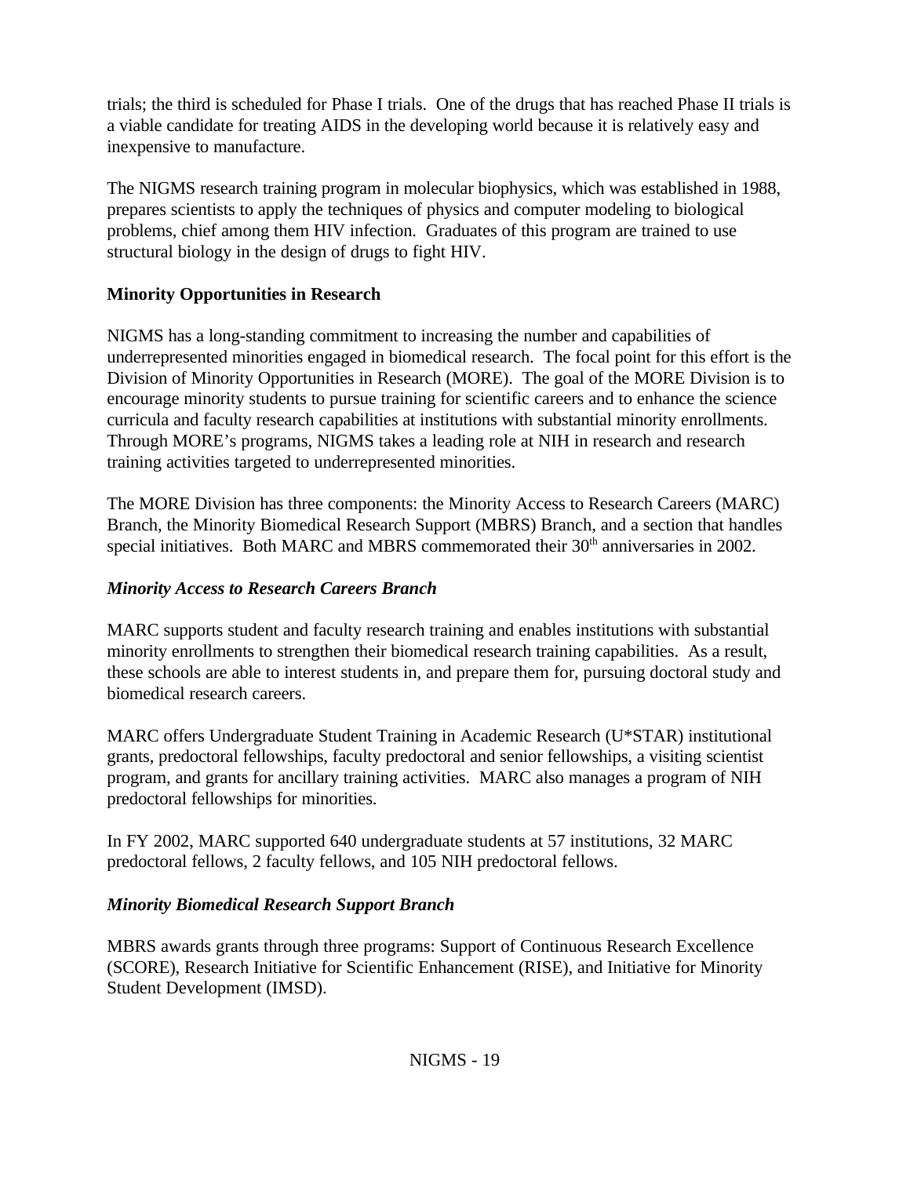trials; the third is scheduled for Phase I trials.  One of the drugs that has reached Phase II trials is a viable candidate for treating AIDS in the developing world because it is relatively easy and inexpensive to manufacture.

The NIGMS research training program in molecular biophysics, which was established in 1988, prepares scientists to apply the techniques of physics and computer modeling to biological problems, chief among them HIV infection.  Graduates of this program are trained to use structural biology in the design of drugs to fight HIV.

**Minority Opportunities in Research**

NIGMS has a long-standing commitment to increasing the number and capabilities of underrepresented minorities engaged in biomedical research.  The focal point for this effort is the Division of Minority Opportunities in Research (MORE).  The goal of the MORE Division is to encourage minority students to pursue training for scientific careers and to enhance the science curricula and faculty research capabilities at institutions with substantial minority enrollments. Through MORE's programs, NIGMS takes a leading role at NIH in research and research training activities targeted to underrepresented minorities.

The MORE Division has three components: the Minority Access to Research Careers (MARC) Branch, the Minority Biomedical Research Support (MBRS) Branch, and a section that handles special initiatives.  Both MARC and MBRS commemorated their 30th anniversaries in 2002.

***Minority Access to Research Careers Branch***

MARC supports student and faculty research training and enables institutions with substantial minority enrollments to strengthen their biomedical research training capabilities.  As a result, these schools are able to interest students in, and prepare them for, pursuing doctoral study and biomedical research careers.

MARC offers Undergraduate Student Training in Academic Research (U*STAR) institutional grants, predoctoral fellowships, faculty predoctoral and senior fellowships, a visiting scientist program, and grants for ancillary training activities.  MARC also manages a program of NIH predoctoral fellowships for minorities.

In FY 2002, MARC supported 640 undergraduate students at 57 institutions, 32 MARC predoctoral fellows, 2 faculty fellows, and 105 NIH predoctoral fellows.

***Minority Biomedical Research Support Branch***

MBRS awards grants through three programs: Support of Continuous Research Excellence (SCORE), Research Initiative for Scientific Enhancement (RISE), and Initiative for Minority Student Development (IMSD).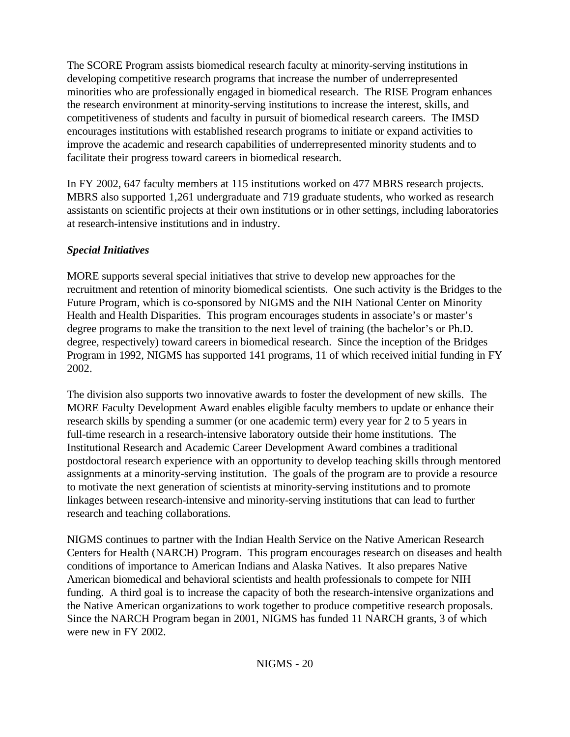The SCORE Program assists biomedical research faculty at minority-serving institutions in developing competitive research programs that increase the number of underrepresented minorities who are professionally engaged in biomedical research. The RISE Program enhances the research environment at minority-serving institutions to increase the interest, skills, and competitiveness of students and faculty in pursuit of biomedical research careers. The IMSD encourages institutions with established research programs to initiate or expand activities to improve the academic and research capabilities of underrepresented minority students and to facilitate their progress toward careers in biomedical research.

In FY 2002, 647 faculty members at 115 institutions worked on 477 MBRS research projects. MBRS also supported 1,261 undergraduate and 719 graduate students, who worked as research assistants on scientific projects at their own institutions or in other settings, including laboratories at research-intensive institutions and in industry.

***Special Initiatives***

MORE supports several special initiatives that strive to develop new approaches for the recruitment and retention of minority biomedical scientists. One such activity is the Bridges to the Future Program, which is co-sponsored by NIGMS and the NIH National Center on Minority Health and Health Disparities. This program encourages students in associate's or master's degree programs to make the transition to the next level of training (the bachelor's or Ph.D. degree, respectively) toward careers in biomedical research. Since the inception of the Bridges Program in 1992, NIGMS has supported 141 programs, 11 of which received initial funding in FY 2002.

The division also supports two innovative awards to foster the development of new skills. The MORE Faculty Development Award enables eligible faculty members to update or enhance their research skills by spending a summer (or one academic term) every year for 2 to 5 years in full-time research in a research-intensive laboratory outside their home institutions. The Institutional Research and Academic Career Development Award combines a traditional postdoctoral research experience with an opportunity to develop teaching skills through mentored assignments at a minority-serving institution. The goals of the program are to provide a resource to motivate the next generation of scientists at minority-serving institutions and to promote linkages between research-intensive and minority-serving institutions that can lead to further research and teaching collaborations.

NIGMS continues to partner with the Indian Health Service on the Native American Research Centers for Health (NARCH) Program. This program encourages research on diseases and health conditions of importance to American Indians and Alaska Natives. It also prepares Native American biomedical and behavioral scientists and health professionals to compete for NIH funding. A third goal is to increase the capacity of both the research-intensive organizations and the Native American organizations to work together to produce competitive research proposals. Since the NARCH Program began in 2001, NIGMS has funded 11 NARCH grants, 3 of which were new in FY 2002.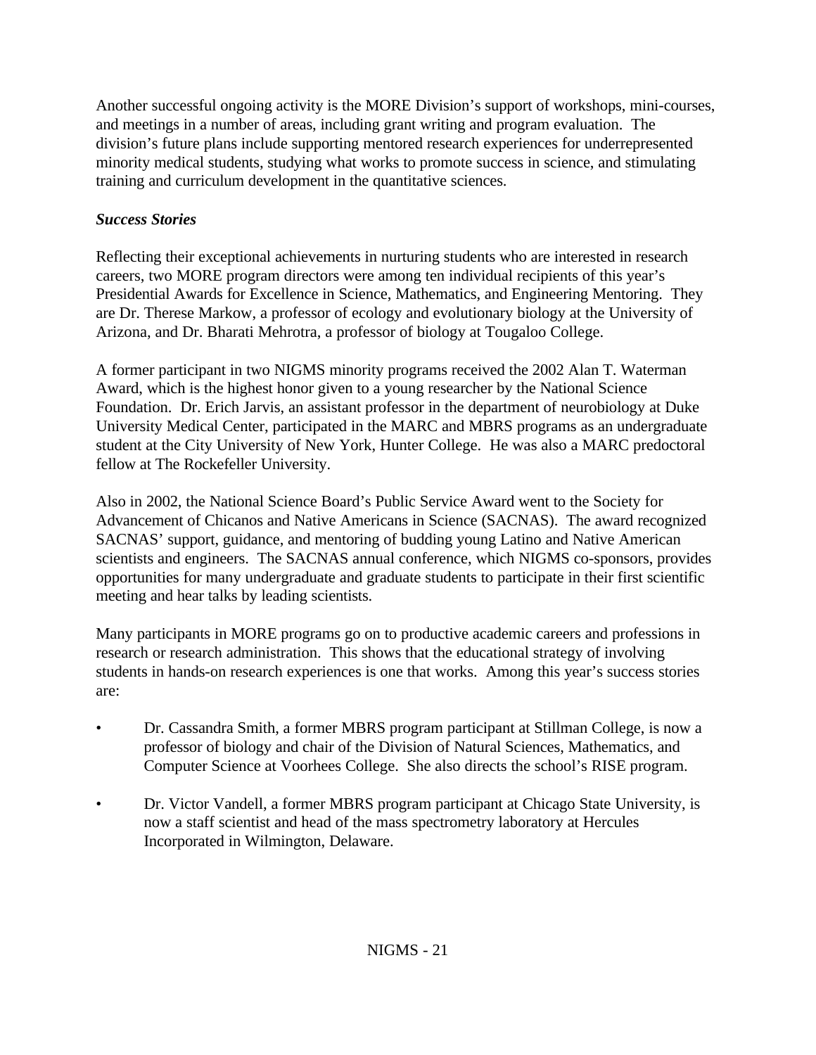Another successful ongoing activity is the MORE Division's support of workshops, mini-courses, and meetings in a number of areas, including grant writing and program evaluation. The division's future plans include supporting mentored research experiences for underrepresented minority medical students, studying what works to promote success in science, and stimulating training and curriculum development in the quantitative sciences.

***Success Stories***

Reflecting their exceptional achievements in nurturing students who are interested in research careers, two MORE program directors were among ten individual recipients of this year's Presidential Awards for Excellence in Science, Mathematics, and Engineering Mentoring. They are Dr. Therese Markow, a professor of ecology and evolutionary biology at the University of Arizona, and Dr. Bharati Mehrotra, a professor of biology at Tougaloo College.

A former participant in two NIGMS minority programs received the 2002 Alan T. Waterman Award, which is the highest honor given to a young researcher by the National Science Foundation. Dr. Erich Jarvis, an assistant professor in the department of neurobiology at Duke University Medical Center, participated in the MARC and MBRS programs as an undergraduate student at the City University of New York, Hunter College. He was also a MARC predoctoral fellow at The Rockefeller University.

Also in 2002, the National Science Board's Public Service Award went to the Society for Advancement of Chicanos and Native Americans in Science (SACNAS). The award recognized SACNAS' support, guidance, and mentoring of budding young Latino and Native American scientists and engineers. The SACNAS annual conference, which NIGMS co-sponsors, provides opportunities for many undergraduate and graduate students to participate in their first scientific meeting and hear talks by leading scientists.

Many participants in MORE programs go on to productive academic careers and professions in research or research administration. This shows that the educational strategy of involving students in hands-on research experiences is one that works. Among this year's success stories are:

- Dr. Cassandra Smith, a former MBRS program participant at Stillman College, is now a professor of biology and chair of the Division of Natural Sciences, Mathematics, and Computer Science at Voorhees College. She also directs the school's RISE program.

- Dr. Victor Vandell, a former MBRS program participant at Chicago State University, is now a staff scientist and head of the mass spectrometry laboratory at Hercules Incorporated in Wilmington, Delaware.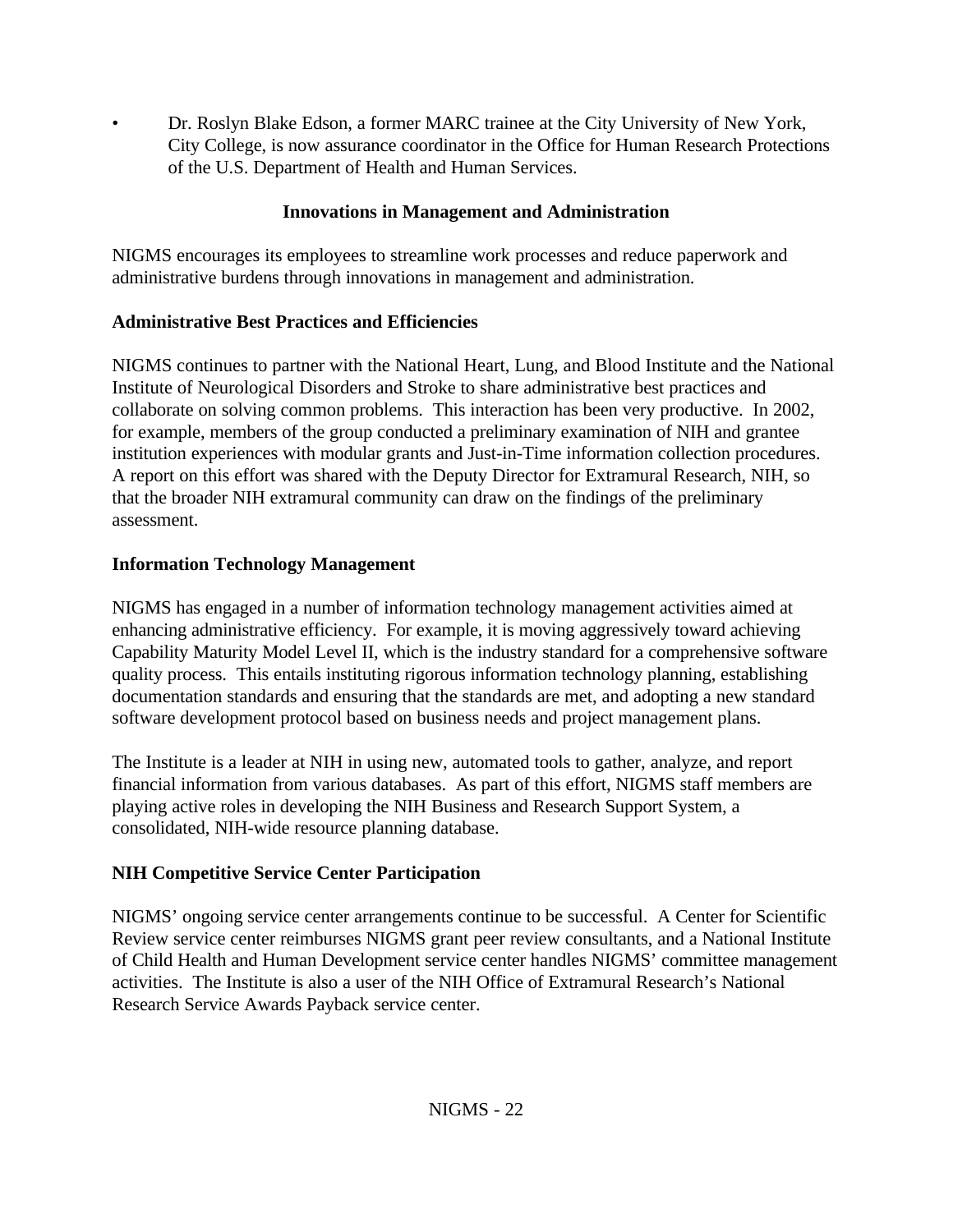- Dr. Roslyn Blake Edson, a former MARC trainee at the City University of New York, City College, is now assurance coordinator in the Office for Human Research Protections of the U.S. Department of Health and Human Services.

## Innovations in Management and Administration

NIGMS encourages its employees to streamline work processes and reduce paperwork and administrative burdens through innovations in management and administration.

### Administrative Best Practices and Efficiencies

NIGMS continues to partner with the National Heart, Lung, and Blood Institute and the National Institute of Neurological Disorders and Stroke to share administrative best practices and collaborate on solving common problems. This interaction has been very productive. In 2002, for example, members of the group conducted a preliminary examination of NIH and grantee institution experiences with modular grants and Just-in-Time information collection procedures. A report on this effort was shared with the Deputy Director for Extramural Research, NIH, so that the broader NIH extramural community can draw on the findings of the preliminary assessment.

### Information Technology Management

NIGMS has engaged in a number of information technology management activities aimed at enhancing administrative efficiency. For example, it is moving aggressively toward achieving Capability Maturity Model Level II, which is the industry standard for a comprehensive software quality process. This entails instituting rigorous information technology planning, establishing documentation standards and ensuring that the standards are met, and adopting a new standard software development protocol based on business needs and project management plans.

The Institute is a leader at NIH in using new, automated tools to gather, analyze, and report financial information from various databases. As part of this effort, NIGMS staff members are playing active roles in developing the NIH Business and Research Support System, a consolidated, NIH-wide resource planning database.

### NIH Competitive Service Center Participation

NIGMS' ongoing service center arrangements continue to be successful. A Center for Scientific Review service center reimburses NIGMS grant peer review consultants, and a National Institute of Child Health and Human Development service center handles NIGMS' committee management activities. The Institute is also a user of the NIH Office of Extramural Research's National Research Service Awards Payback service center.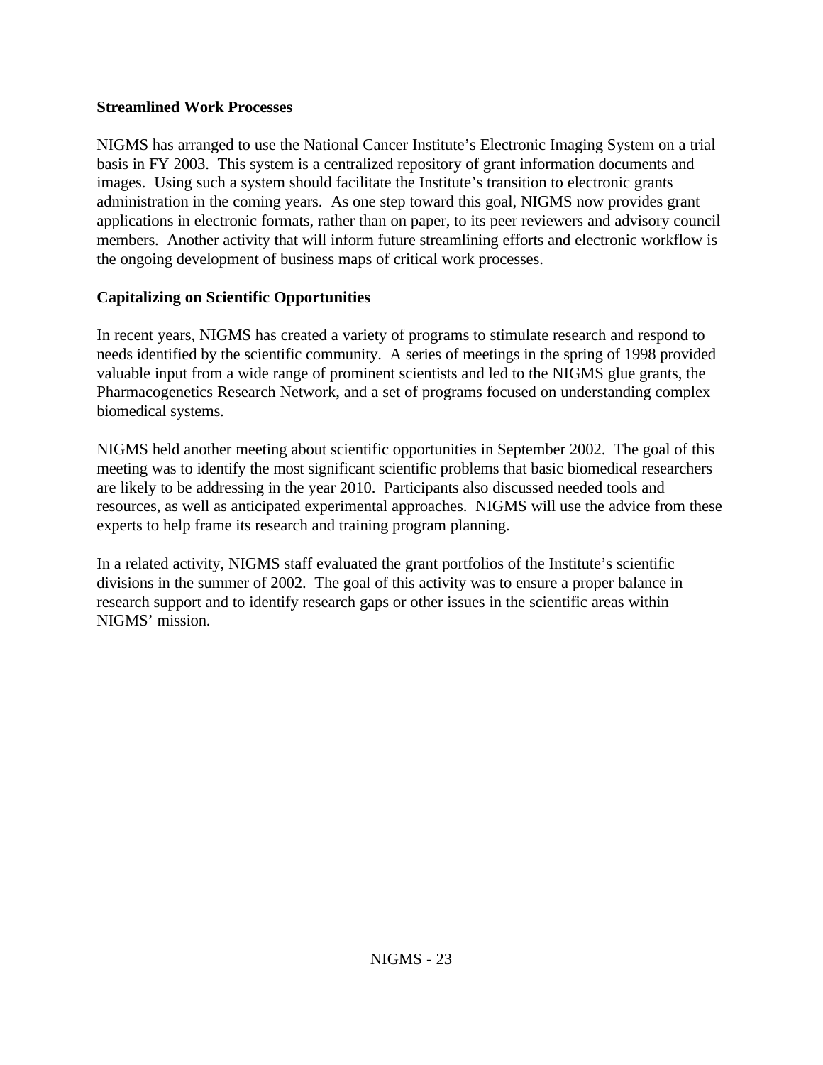**Streamlined Work Processes**

NIGMS has arranged to use the National Cancer Institute’s Electronic Imaging System on a trial basis in FY 2003. This system is a centralized repository of grant information documents and images. Using such a system should facilitate the Institute’s transition to electronic grants administration in the coming years. As one step toward this goal, NIGMS now provides grant applications in electronic formats, rather than on paper, to its peer reviewers and advisory council members. Another activity that will inform future streamlining efforts and electronic workflow is the ongoing development of business maps of critical work processes.

**Capitalizing on Scientific Opportunities**

In recent years, NIGMS has created a variety of programs to stimulate research and respond to needs identified by the scientific community. A series of meetings in the spring of 1998 provided valuable input from a wide range of prominent scientists and led to the NIGMS glue grants, the Pharmacogenetics Research Network, and a set of programs focused on understanding complex biomedical systems.

NIGMS held another meeting about scientific opportunities in September 2002. The goal of this meeting was to identify the most significant scientific problems that basic biomedical researchers are likely to be addressing in the year 2010. Participants also discussed needed tools and resources, as well as anticipated experimental approaches. NIGMS will use the advice from these experts to help frame its research and training program planning.

In a related activity, NIGMS staff evaluated the grant portfolios of the Institute’s scientific divisions in the summer of 2002. The goal of this activity was to ensure a proper balance in research support and to identify research gaps or other issues in the scientific areas within NIGMS’ mission.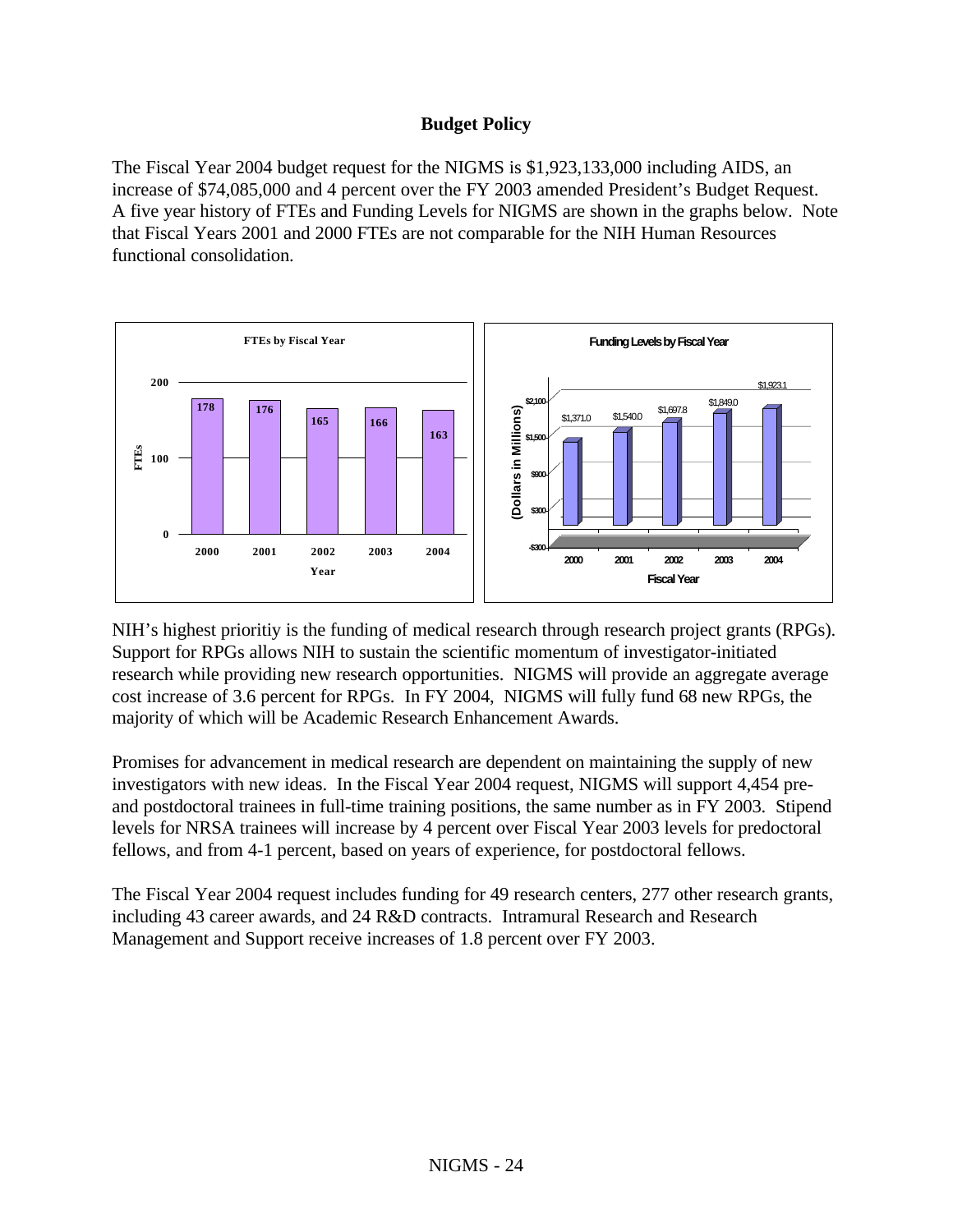## Budget Policy

The Fiscal Year 2004 budget request for the NIGMS is $1,923,133,000 including AIDS, an increase of $74,085,000 and 4 percent over the FY 2003 amended President's Budget Request. A five year history of FTEs and Funding Levels for NIGMS are shown in the graphs below. Note that Fiscal Years 2001 and 2000 FTEs are not comparable for the NIH Human Resources functional consolidation.

**FTEs by Fiscal Year**

| Year | FTEs |
|---|---|
| 2000 | 178 |
| 2001 | 176 |
| 2002 | 165 |
| 2003 | 166 |
| 2004 | 163 |

**Funding Levels by Fiscal Year**

| Fiscal Year | Dollars in Millions |
|---|---|
| 2000 | $1,371.0 |
| 2001 | $1,540.0 |
| 2002 | $1,697.8 |
| 2003 | $1,849.0 |
| 2004 | $1,923.1 |

NIH's highest prioritiy is the funding of medical research through research project grants (RPGs). Support for RPGs allows NIH to sustain the scientific momentum of investigator-initiated research while providing new research opportunities. NIGMS will provide an aggregate average cost increase of 3.6 percent for RPGs. In FY 2004, NIGMS will fully fund 68 new RPGs, the majority of which will be Academic Research Enhancement Awards.

Promises for advancement in medical research are dependent on maintaining the supply of new investigators with new ideas. In the Fiscal Year 2004 request, NIGMS will support 4,454 pre- and postdoctoral trainees in full-time training positions, the same number as in FY 2003. Stipend levels for NRSA trainees will increase by 4 percent over Fiscal Year 2003 levels for predoctoral fellows, and from 4-1 percent, based on years of experience, for postdoctoral fellows.

The Fiscal Year 2004 request includes funding for 49 research centers, 277 other research grants, including 43 career awards, and 24 R&D contracts. Intramural Research and Research Management and Support receive increases of 1.8 percent over FY 2003.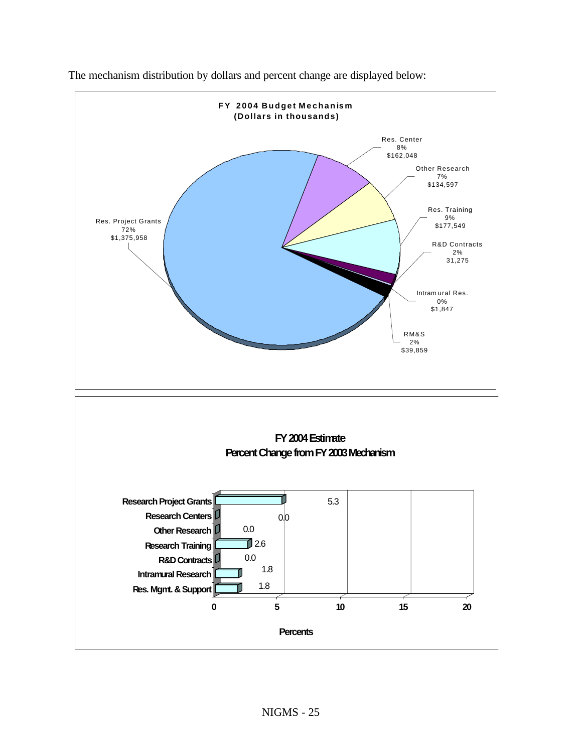The mechanism distribution by dollars and percent change are displayed below:

**FY 2004 Budget Mechanism**
**(Dollars in thousands)**

| Mechanism | Percent | Dollars |
| --- | --- | --- |
| Res. Project Grants | 72% | $1,375,958 |
| Res. Center | 8% | $162,048 |
| Other Research | 7% | $134,597 |
| Res. Training | 9% | $177,549 |
| R&D Contracts | 2% | 31,275 |
| Intramural Res. | 0% | $1,847 |
| RM&S | 2% | $39,859 |

**FY 2004 Estimate**
**Percent Change from FY 2003 Mechanism**

| Mechanism | Percents |
| --- | --- |
| Research Project Grants | 5.3 |
| Research Centers | 0.0 |
| Other Research | 0.0 |
| Research Training | 2.6 |
| R&D Contracts | 0.0 |
| Intramural Research | 1.8 |
| Res. Mgmt. & Support | 1.8 |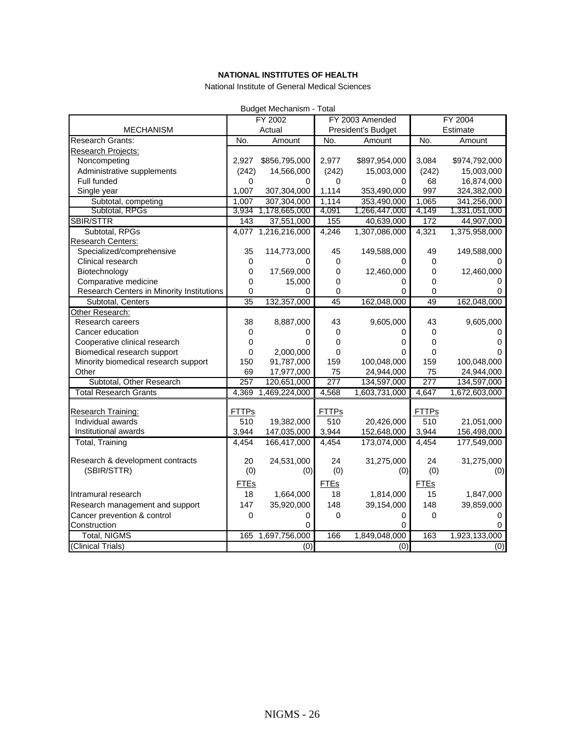**NATIONAL INSTITUTES OF HEALTH**

National Institute of General Medical Sciences

Budget Mechanism - Total

| MECHANISM | FY 2002 Actual | | FY 2003 Amended President's Budget | | FY 2004 Estimate | |
|---|---|---|---|---|---|---|
| Research Grants: | No. | Amount | No. | Amount | No. | Amount |
| Research Projects: | | | | | | |
| Noncompeting | 2,927 | $856,795,000 | 2,977 | $897,954,000 | 3,084 | $974,792,000 |
| Administrative supplements | (242) | 14,566,000 | (242) | 15,003,000 | (242) | 15,003,000 |
| Full funded | 0 | 0 | 0 | 0 | 68 | 16,874,000 |
| Single year | 1,007 | 307,304,000 | 1,114 | 353,490,000 | 997 | 324,382,000 |
| Subtotal, competing | 1,007 | 307,304,000 | 1,114 | 353,490,000 | 1,065 | 341,256,000 |
| Subtotal, RPGs | 3,934 | 1,178,665,000 | 4,091 | 1,266,447,000 | 4,149 | 1,331,051,000 |
| SBIR/STTR | 143 | 37,551,000 | 155 | 40,639,000 | 172 | 44,907,000 |
| Subtotal, RPGs | 4,077 | 1,216,216,000 | 4,246 | 1,307,086,000 | 4,321 | 1,375,958,000 |
| Research Centers: | | | | | | |
| Specialized/comprehensive | 35 | 114,773,000 | 45 | 149,588,000 | 49 | 149,588,000 |
| Clinical research | 0 | 0 | 0 | 0 | 0 | 0 |
| Biotechnology | 0 | 17,569,000 | 0 | 12,460,000 | 0 | 12,460,000 |
| Comparative medicine | 0 | 15,000 | 0 | 0 | 0 | 0 |
| Research Centers in Minority Institutions | 0 | 0 | 0 | 0 | 0 | 0 |
| Subtotal, Centers | 35 | 132,357,000 | 45 | 162,048,000 | 49 | 162,048,000 |
| Other Research: | | | | | | |
| Research careers | 38 | 8,887,000 | 43 | 9,605,000 | 43 | 9,605,000 |
| Cancer education | 0 | 0 | 0 | 0 | 0 | 0 |
| Cooperative clinical research | 0 | 0 | 0 | 0 | 0 | 0 |
| Biomedical research support | 0 | 2,000,000 | 0 | 0 | 0 | 0 |
| Minority biomedical research support | 150 | 91,787,000 | 159 | 100,048,000 | 159 | 100,048,000 |
| Other | 69 | 17,977,000 | 75 | 24,944,000 | 75 | 24,944,000 |
| Subtotal, Other Research | 257 | 120,651,000 | 277 | 134,597,000 | 277 | 134,597,000 |
| Total Research Grants | 4,369 | 1,469,224,000 | 4,568 | 1,603,731,000 | 4,647 | 1,672,603,000 |
| Research Training: | FTTPs | | FTTPs | | FTTPs | |
| Individual awards | 510 | 19,382,000 | 510 | 20,426,000 | 510 | 21,051,000 |
| Institutional awards | 3,944 | 147,035,000 | 3,944 | 152,648,000 | 3,944 | 156,498,000 |
| Total, Training | 4,454 | 166,417,000 | 4,454 | 173,074,000 | 4,454 | 177,549,000 |
| Research & development contracts | 20 | 24,531,000 | 24 | 31,275,000 | 24 | 31,275,000 |
| (SBIR/STTR) | (0) | (0) | (0) | (0) | (0) | (0) |
| | FTEs | | FTEs | | FTEs | |
| Intramural research | 18 | 1,664,000 | 18 | 1,814,000 | 15 | 1,847,000 |
| Research management and support | 147 | 35,920,000 | 148 | 39,154,000 | 148 | 39,859,000 |
| Cancer prevention & control | 0 | 0 | 0 | 0 | 0 | 0 |
| Construction | | 0 | | 0 | | 0 |
| Total, NIGMS | 165 | 1,697,756,000 | 166 | 1,849,048,000 | 163 | 1,923,133,000 |
| (Clinical Trials) | | (0) | | (0) | | (0) |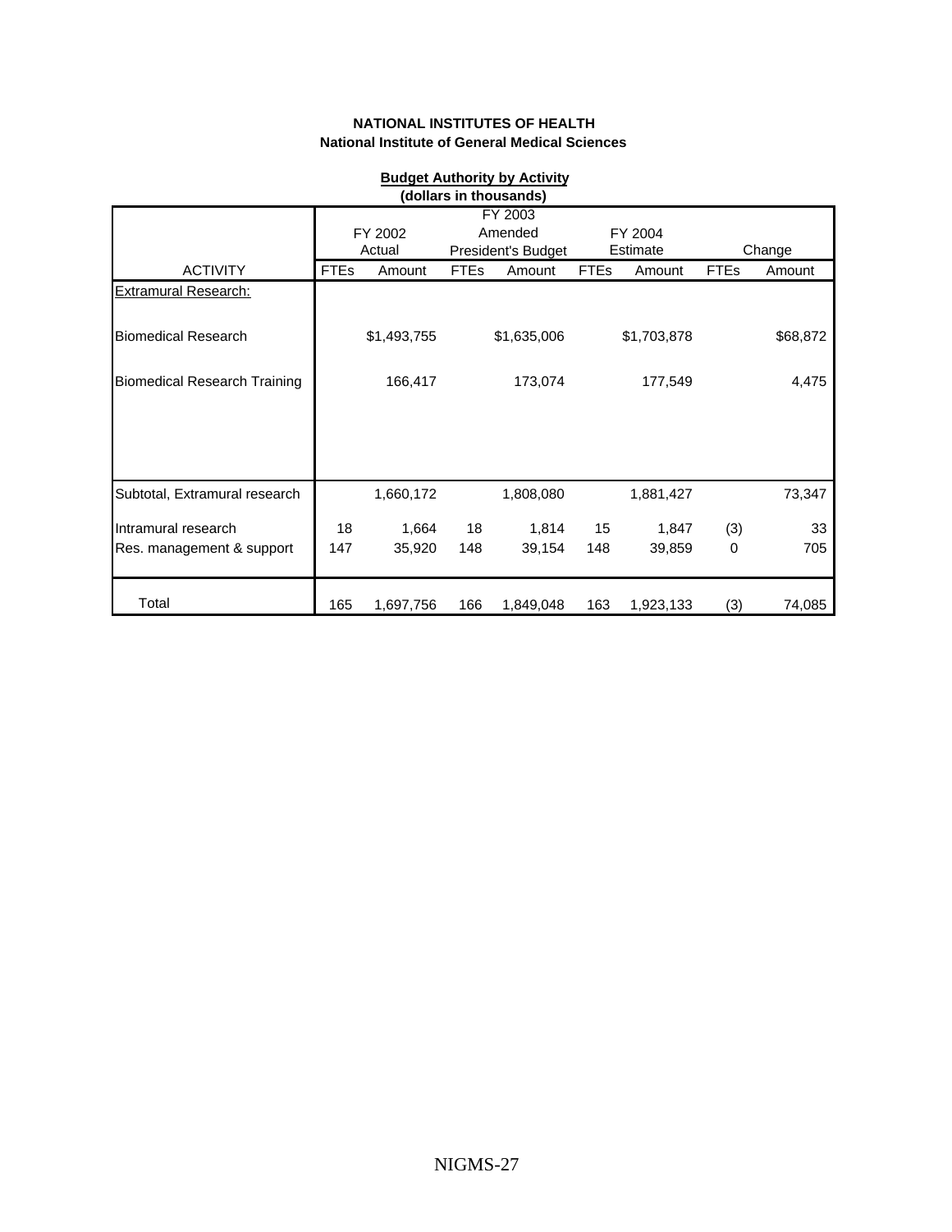**NATIONAL INSTITUTES OF HEALTH**
**National Institute of General Medical Sciences**

**Budget Authority by Activity**
**(dollars in thousands)**

| | FY 2002 Actual | | FY 2003 Amended President's Budget | | FY 2004 Estimate | | Change | |
|---|---|---|---|---|---|---|---|---|
| ACTIVITY | FTEs | Amount | FTEs | Amount | FTEs | Amount | FTEs | Amount |
| Extramural Research: | | | | | | | | |
| Biomedical Research | | $1,493,755 | | $1,635,006 | | $1,703,878 | | $68,872 |
| Biomedical Research Training | | 166,417 | | 173,074 | | 177,549 | | 4,475 |
| Subtotal, Extramural research | | 1,660,172 | | 1,808,080 | | 1,881,427 | | 73,347 |
| Intramural research | 18 | 1,664 | 18 | 1,814 | 15 | 1,847 | (3) | 33 |
| Res. management & support | 147 | 35,920 | 148 | 39,154 | 148 | 39,859 | 0 | 705 |
| Total | 165 | 1,697,756 | 166 | 1,849,048 | 163 | 1,923,133 | (3) | 74,085 |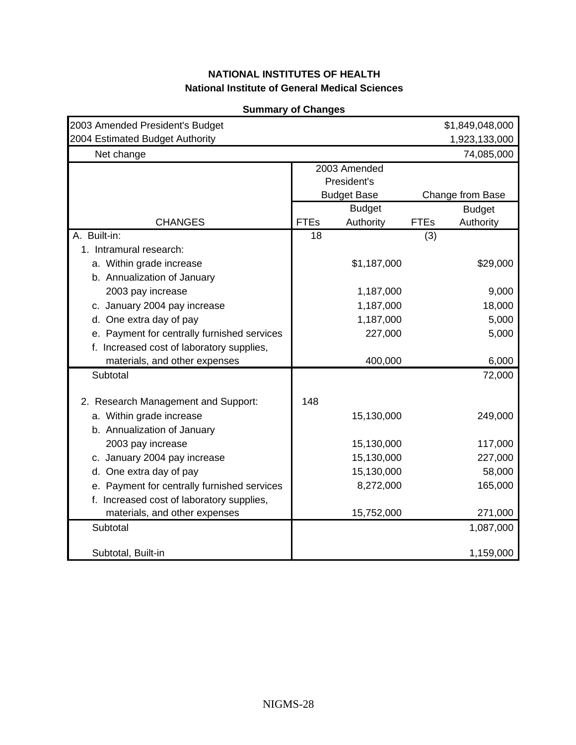**NATIONAL INSTITUTES OF HEALTH**
**National Institute of General Medical Sciences**

**Summary of Changes**

| | | | | |
|---|---|---|---|---|
| 2003 Amended President's Budget | | | | $1,849,048,000 |
| 2004 Estimated Budget Authority | | | | 1,923,133,000 |
| Net change | | | | 74,085,000 |

| | 2003 Amended President's Budget Base | | Change from Base | |
|---|---|---|---|---|
| CHANGES | FTEs | Budget Authority | FTEs | Budget Authority |
| A. Built-in: | 18 | | (3) | |
| 1. Intramural research: | | | | |
| a. Within grade increase | | $1,187,000 | | $29,000 |
| b. Annualization of January 2003 pay increase | | 1,187,000 | | 9,000 |
| c. January 2004 pay increase | | 1,187,000 | | 18,000 |
| d. One extra day of pay | | 1,187,000 | | 5,000 |
| e. Payment for centrally furnished services | | 227,000 | | 5,000 |
| f. Increased cost of laboratory supplies, materials, and other expenses | | 400,000 | | 6,000 |
| Subtotal | | | | 72,000 |
| 2. Research Management and Support: | 148 | | | |
| a. Within grade increase | | 15,130,000 | | 249,000 |
| b. Annualization of January 2003 pay increase | | 15,130,000 | | 117,000 |
| c. January 2004 pay increase | | 15,130,000 | | 227,000 |
| d. One extra day of pay | | 15,130,000 | | 58,000 |
| e. Payment for centrally furnished services | | 8,272,000 | | 165,000 |
| f. Increased cost of laboratory supplies, materials, and other expenses | | 15,752,000 | | 271,000 |
| Subtotal | | | | 1,087,000 |
| Subtotal, Built-in | | | | 1,159,000 |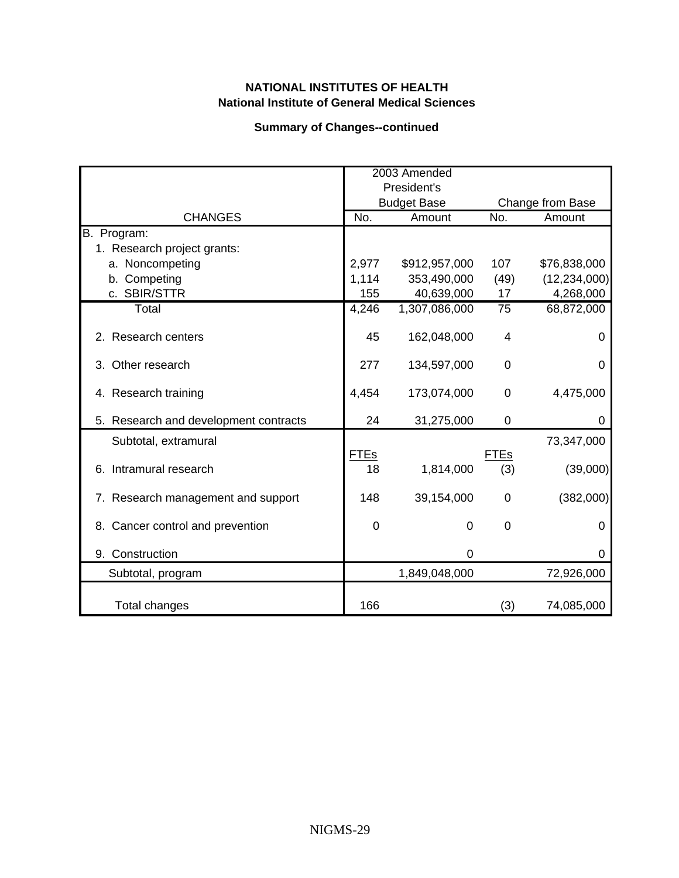**NATIONAL INSTITUTES OF HEALTH**
**National Institute of General Medical Sciences**

**Summary of Changes--continued**

| CHANGES | 2003 Amended President's Budget Base | | Change from Base | |
|---|---|---|---|---|
| | No. | Amount | No. | Amount |
| B. Program: | | | | |
| 1. Research project grants: | | | | |
| a. Noncompeting | 2,977 | $912,957,000 | 107 | $76,838,000 |
| b. Competing | 1,114 | 353,490,000 | (49) | (12,234,000) |
| c. SBIR/STTR | 155 | 40,639,000 | 17 | 4,268,000 |
| Total | 4,246 | 1,307,086,000 | 75 | 68,872,000 |
| 2. Research centers | 45 | 162,048,000 | 4 | 0 |
| 3. Other research | 277 | 134,597,000 | 0 | 0 |
| 4. Research training | 4,454 | 173,074,000 | 0 | 4,475,000 |
| 5. Research and development contracts | 24 | 31,275,000 | 0 | 0 |
| Subtotal, extramural | | | | 73,347,000 |
| | FTEs | | FTEs | |
| 6. Intramural research | 18 | 1,814,000 | (3) | (39,000) |
| 7. Research management and support | 148 | 39,154,000 | 0 | (382,000) |
| 8. Cancer control and prevention | 0 | 0 | 0 | 0 |
| 9. Construction | | 0 | | 0 |
| Subtotal, program | | 1,849,048,000 | | 72,926,000 |
| Total changes | 166 | | (3) | 74,085,000 |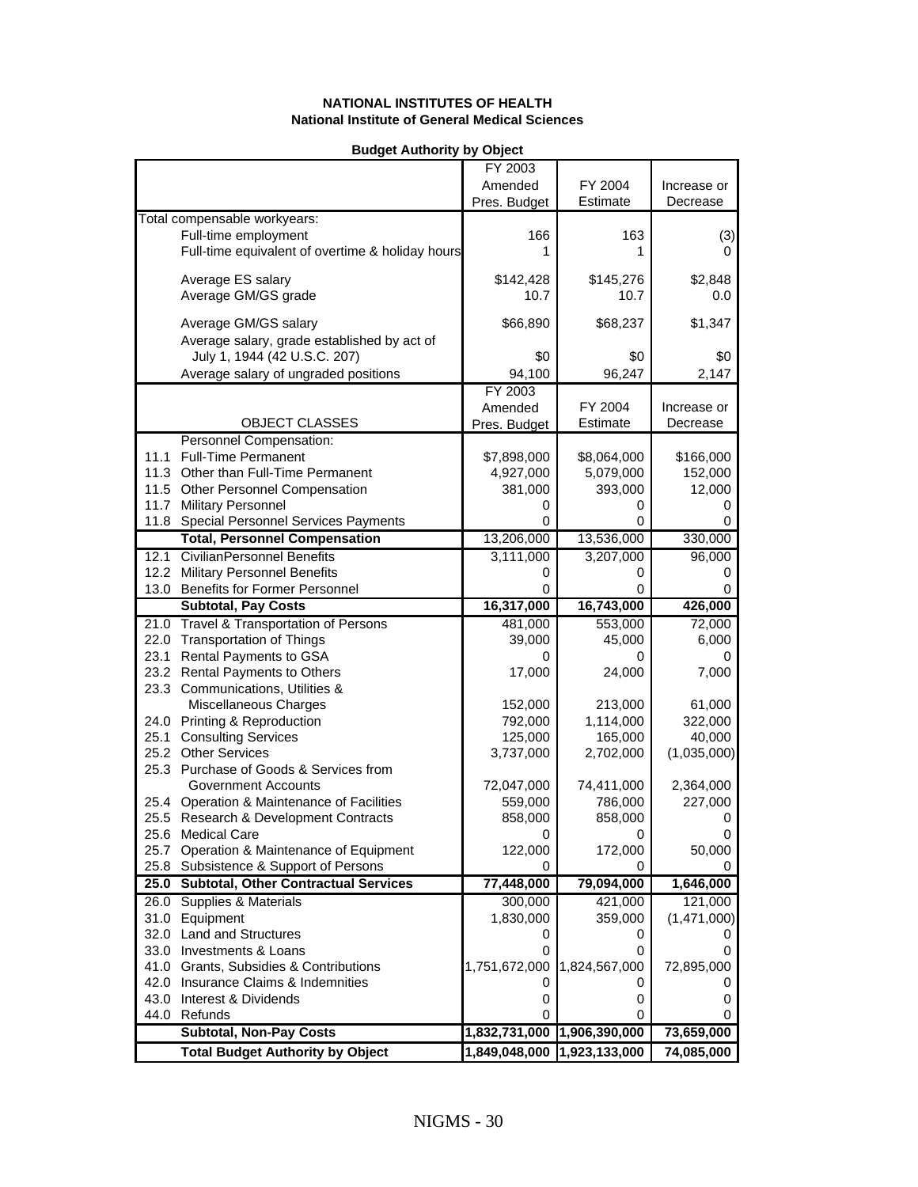**NATIONAL INSTITUTES OF HEALTH**
**National Institute of General Medical Sciences**

**Budget Authority by Object**

| | | FY 2003 Amended Pres. Budget | FY 2004 Estimate | Increase or Decrease |
|---|---|---|---|---|
| | Total compensable workyears: | | | |
| | Full-time employment | 166 | 163 | (3) |
| | Full-time equivalent of overtime & holiday hours | 1 | 1 | 0 |
| | Average ES salary | $142,428 | $145,276 | $2,848 |
| | Average GM/GS grade | 10.7 | 10.7 | 0.0 |
| | Average GM/GS salary | $66,890 | $68,237 | $1,347 |
| | Average salary, grade established by act of July 1, 1944 (42 U.S.C. 207) | $0 | $0 | $0 |
| | Average salary of ungraded positions | 94,100 | 96,247 | 2,147 |
| | **OBJECT CLASSES** | **FY 2003 Amended Pres. Budget** | **FY 2004 Estimate** | **Increase or Decrease** |
| | Personnel Compensation: | | | |
| 11.1 | Full-Time Permanent | $7,898,000 | $8,064,000 | $166,000 |
| 11.3 | Other than Full-Time Permanent | 4,927,000 | 5,079,000 | 152,000 |
| 11.5 | Other Personnel Compensation | 381,000 | 393,000 | 12,000 |
| 11.7 | Military Personnel | 0 | 0 | 0 |
| 11.8 | Special Personnel Services Payments | 0 | 0 | 0 |
| | **Total, Personnel Compensation** | 13,206,000 | 13,536,000 | 330,000 |
| 12.1 | CivilianPersonnel Benefits | 3,111,000 | 3,207,000 | 96,000 |
| 12.2 | Military Personnel Benefits | 0 | 0 | 0 |
| 13.0 | Benefits for Former Personnel | 0 | 0 | 0 |
| | **Subtotal, Pay Costs** | **16,317,000** | **16,743,000** | **426,000** |
| 21.0 | Travel & Transportation of Persons | 481,000 | 553,000 | 72,000 |
| 22.0 | Transportation of Things | 39,000 | 45,000 | 6,000 |
| 23.1 | Rental Payments to GSA | 0 | 0 | 0 |
| 23.2 | Rental Payments to Others | 17,000 | 24,000 | 7,000 |
| 23.3 | Communications, Utilities & Miscellaneous Charges | 152,000 | 213,000 | 61,000 |
| 24.0 | Printing & Reproduction | 792,000 | 1,114,000 | 322,000 |
| 25.1 | Consulting Services | 125,000 | 165,000 | 40,000 |
| 25.2 | Other Services | 3,737,000 | 2,702,000 | (1,035,000) |
| 25.3 | Purchase of Goods & Services from Government Accounts | 72,047,000 | 74,411,000 | 2,364,000 |
| 25.4 | Operation & Maintenance of Facilities | 559,000 | 786,000 | 227,000 |
| 25.5 | Research & Development Contracts | 858,000 | 858,000 | 0 |
| 25.6 | Medical Care | 0 | 0 | 0 |
| 25.7 | Operation & Maintenance of Equipment | 122,000 | 172,000 | 50,000 |
| 25.8 | Subsistence & Support of Persons | 0 | 0 | 0 |
| **25.0** | **Subtotal, Other Contractual Services** | **77,448,000** | **79,094,000** | **1,646,000** |
| 26.0 | Supplies & Materials | 300,000 | 421,000 | 121,000 |
| 31.0 | Equipment | 1,830,000 | 359,000 | (1,471,000) |
| 32.0 | Land and Structures | 0 | 0 | 0 |
| 33.0 | Investments & Loans | 0 | 0 | 0 |
| 41.0 | Grants, Subsidies & Contributions | 1,751,672,000 | 1,824,567,000 | 72,895,000 |
| 42.0 | Insurance Claims & Indemnities | 0 | 0 | 0 |
| 43.0 | Interest & Dividends | 0 | 0 | 0 |
| 44.0 | Refunds | 0 | 0 | 0 |
| | **Subtotal, Non-Pay Costs** | **1,832,731,000** | **1,906,390,000** | **73,659,000** |
| | **Total Budget Authority by Object** | **1,849,048,000** | **1,923,133,000** | **74,085,000** |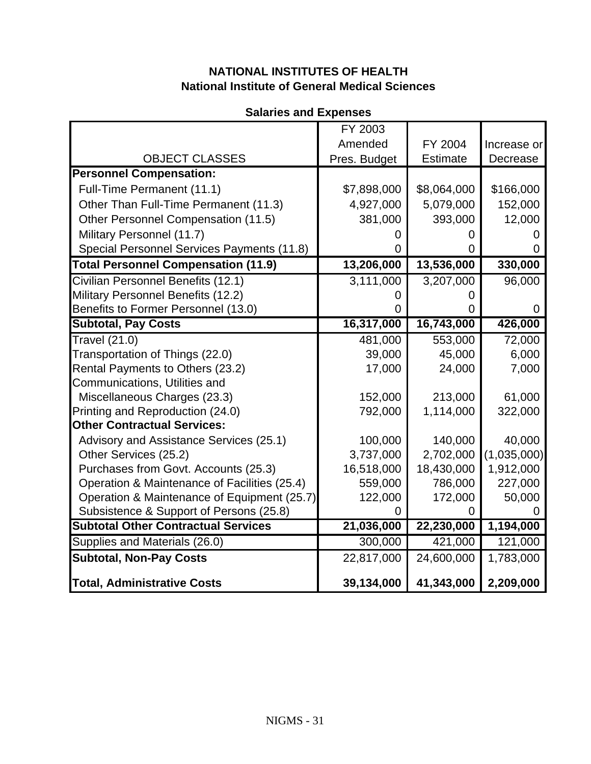# NATIONAL INSTITUTES OF HEALTH
## National Institute of General Medical Sciences

### Salaries and Expenses

| OBJECT CLASSES | FY 2003 Amended Pres. Budget | FY 2004 Estimate | Increase or Decrease |
|---|---|---|---|
| **Personnel Compensation:** | | | |
| Full-Time Permanent (11.1) | $7,898,000 | $8,064,000 | $166,000 |
| Other Than Full-Time Permanent (11.3) | 4,927,000 | 5,079,000 | 152,000 |
| Other Personnel Compensation (11.5) | 381,000 | 393,000 | 12,000 |
| Military Personnel (11.7) | 0 | 0 | 0 |
| Special Personnel Services Payments (11.8) | 0 | 0 | 0 |
| **Total Personnel Compensation (11.9)** | **13,206,000** | **13,536,000** | **330,000** |
| Civilian Personnel Benefits (12.1) | 3,111,000 | 3,207,000 | 96,000 |
| Military Personnel Benefits (12.2) | 0 | 0 | |
| Benefits to Former Personnel (13.0) | 0 | 0 | 0 |
| **Subtotal, Pay Costs** | **16,317,000** | **16,743,000** | **426,000** |
| Travel (21.0) | 481,000 | 553,000 | 72,000 |
| Transportation of Things (22.0) | 39,000 | 45,000 | 6,000 |
| Rental Payments to Others (23.2) | 17,000 | 24,000 | 7,000 |
| Communications, Utilities and Miscellaneous Charges (23.3) | 152,000 | 213,000 | 61,000 |
| Printing and Reproduction (24.0) | 792,000 | 1,114,000 | 322,000 |
| **Other Contractual Services:** | | | |
| Advisory and Assistance Services (25.1) | 100,000 | 140,000 | 40,000 |
| Other Services (25.2) | 3,737,000 | 2,702,000 | (1,035,000) |
| Purchases from Govt. Accounts (25.3) | 16,518,000 | 18,430,000 | 1,912,000 |
| Operation & Maintenance of Facilities (25.4) | 559,000 | 786,000 | 227,000 |
| Operation & Maintenance of Equipment (25.7) | 122,000 | 172,000 | 50,000 |
| Subsistence & Support of Persons (25.8) | 0 | 0 | 0 |
| **Subtotal Other Contractual Services** | **21,036,000** | **22,230,000** | **1,194,000** |
| Supplies and Materials (26.0) | 300,000 | 421,000 | 121,000 |
| **Subtotal, Non-Pay Costs** | 22,817,000 | 24,600,000 | 1,783,000 |
| **Total, Administrative Costs** | **39,134,000** | **41,343,000** | **2,209,000** |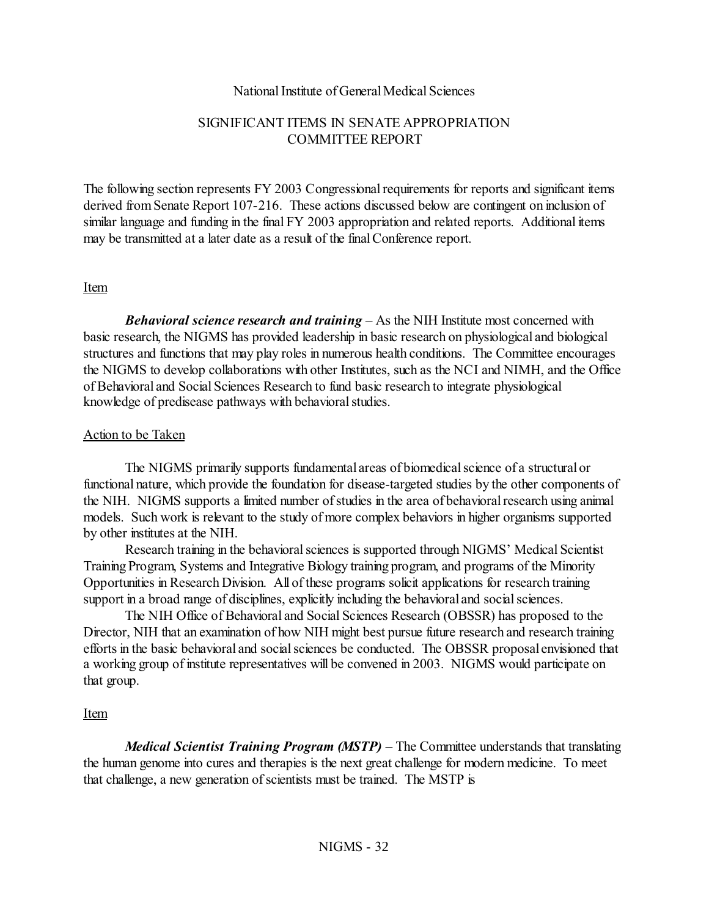National Institute of General Medical Sciences

SIGNIFICANT ITEMS IN SENATE APPROPRIATION COMMITTEE REPORT

The following section represents FY 2003 Congressional requirements for reports and significant items derived from Senate Report 107-216. These actions discussed below are contingent on inclusion of similar language and funding in the final FY 2003 appropriation and related reports. Additional items may be transmitted at a later date as a result of the final Conference report.

Item

***Behavioral science research and training*** – As the NIH Institute most concerned with basic research, the NIGMS has provided leadership in basic research on physiological and biological structures and functions that may play roles in numerous health conditions. The Committee encourages the NIGMS to develop collaborations with other Institutes, such as the NCI and NIMH, and the Office of Behavioral and Social Sciences Research to fund basic research to integrate physiological knowledge of predisease pathways with behavioral studies.

Action to be Taken

The NIGMS primarily supports fundamental areas of biomedical science of a structural or functional nature, which provide the foundation for disease-targeted studies by the other components of the NIH. NIGMS supports a limited number of studies in the area of behavioral research using animal models. Such work is relevant to the study of more complex behaviors in higher organisms supported by other institutes at the NIH.

Research training in the behavioral sciences is supported through NIGMS' Medical Scientist Training Program, Systems and Integrative Biology training program, and programs of the Minority Opportunities in Research Division. All of these programs solicit applications for research training support in a broad range of disciplines, explicitly including the behavioral and social sciences.

The NIH Office of Behavioral and Social Sciences Research (OBSSR) has proposed to the Director, NIH that an examination of how NIH might best pursue future research and research training efforts in the basic behavioral and social sciences be conducted. The OBSSR proposal envisioned that a working group of institute representatives will be convened in 2003. NIGMS would participate on that group.

Item

***Medical Scientist Training Program (MSTP)*** – The Committee understands that translating the human genome into cures and therapies is the next great challenge for modern medicine. To meet that challenge, a new generation of scientists must be trained. The MSTP is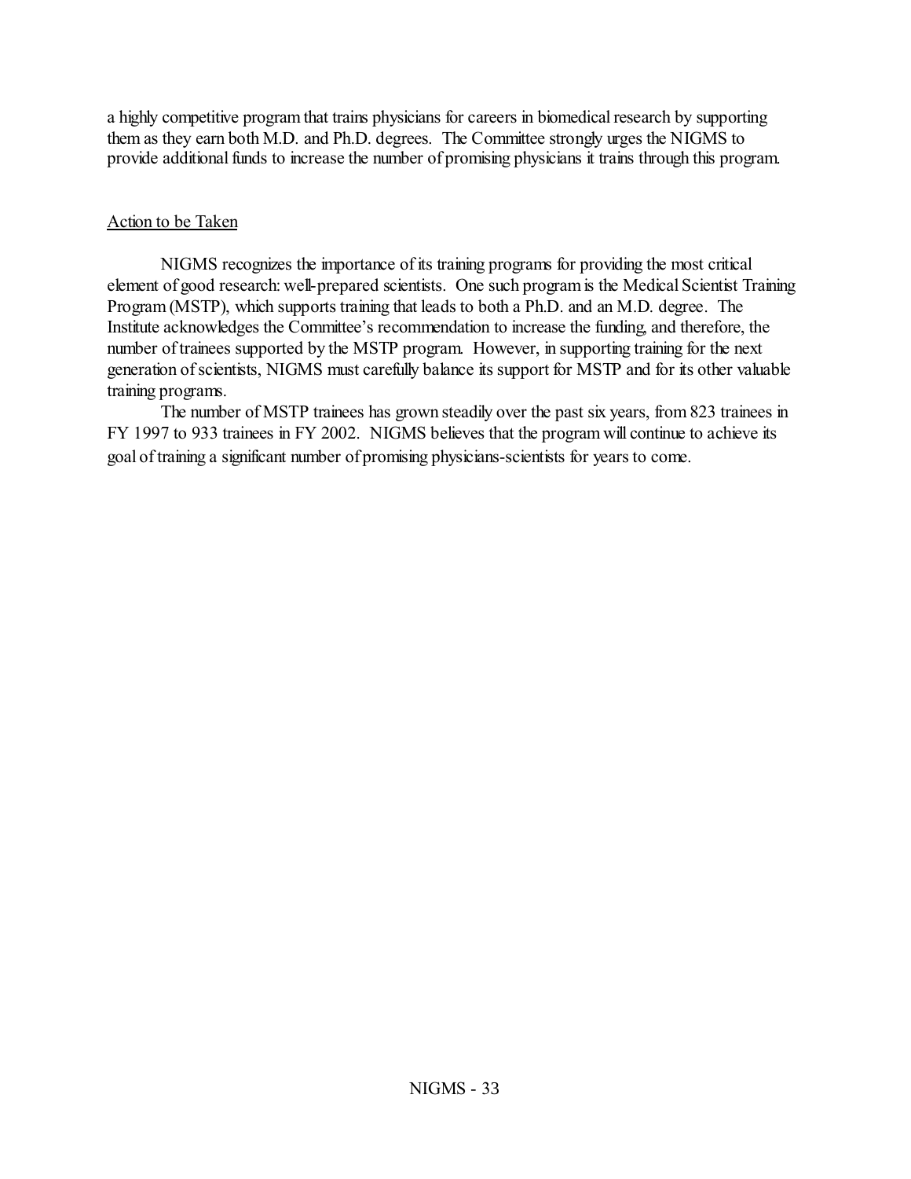a highly competitive program that trains physicians for careers in biomedical research by supporting them as they earn both M.D. and Ph.D. degrees. The Committee strongly urges the NIGMS to provide additional funds to increase the number of promising physicians it trains through this program.

<u>Action to be Taken</u>

NIGMS recognizes the importance of its training programs for providing the most critical element of good research: well-prepared scientists. One such program is the Medical Scientist Training Program (MSTP), which supports training that leads to both a Ph.D. and an M.D. degree. The Institute acknowledges the Committee's recommendation to increase the funding, and therefore, the number of trainees supported by the MSTP program. However, in supporting training for the next generation of scientists, NIGMS must carefully balance its support for MSTP and for its other valuable training programs.

The number of MSTP trainees has grown steadily over the past six years, from 823 trainees in FY 1997 to 933 trainees in FY 2002. NIGMS believes that the program will continue to achieve its goal of training a significant number of promising physicians-scientists for years to come.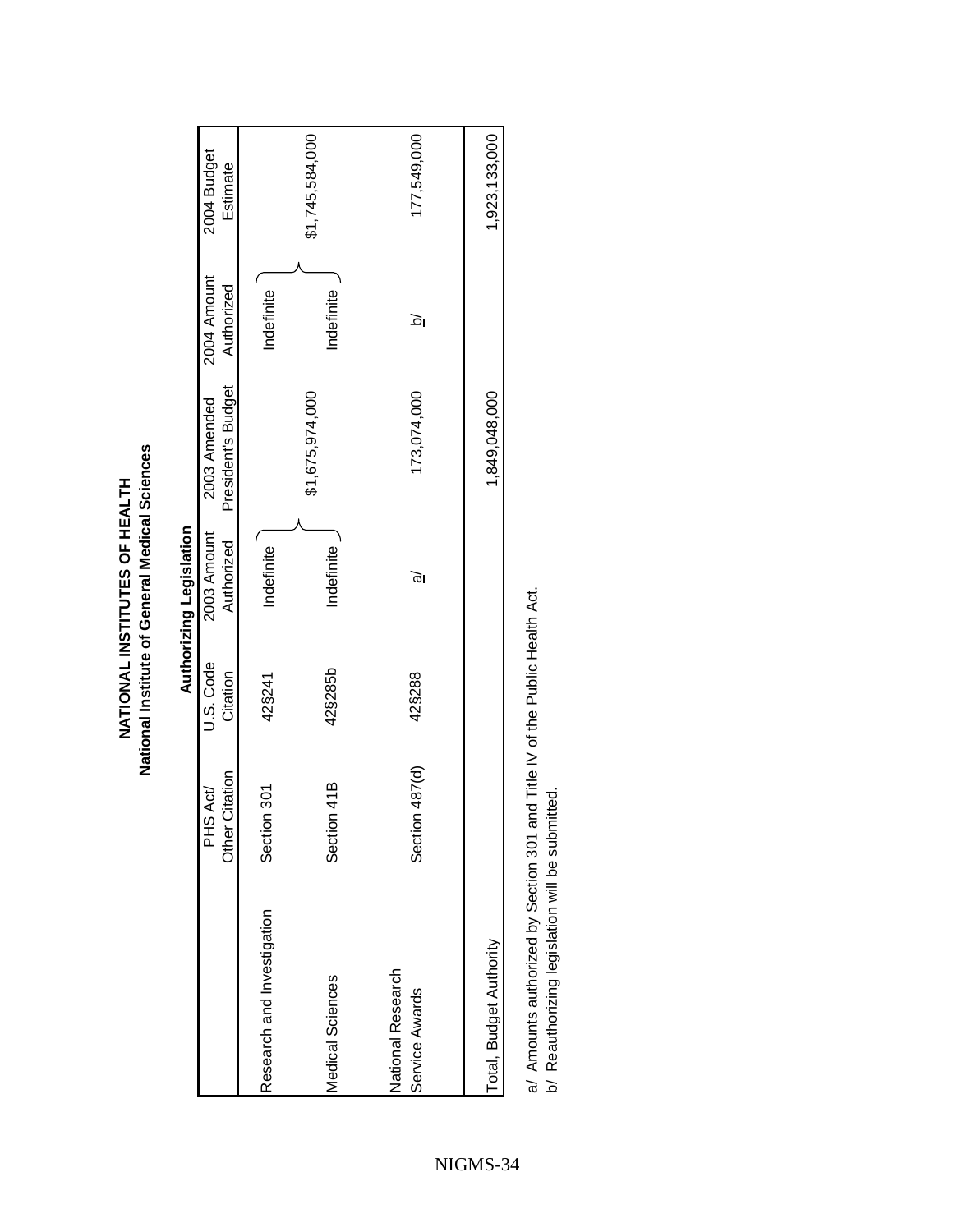# NATIONAL INSTITUTES OF HEALTH
## National Institute of General Medical Sciences

### Authorizing Legislation

| | PHS Act/ Other Citation | U.S. Code Citation | 2003 Amount Authorized | 2003 Amended President's Budget | 2004 Amount Authorized | 2004 Budget Estimate |
|---|---|---|---|---|---|---|
| Research and Investigation | Section 301 | 42§241 | Indefinite | | Indefinite | |
| | | | | $1,675,974,000 | | $1,745,584,000 |
| Medical Sciences | Section 41B | 42§285b | Indefinite | | Indefinite | |
| National Research Service Awards | Section 487(d) | 42§288 | a/ | 173,074,000 | b/ | 177,549,000 |
| Total, Budget Authority | | | | 1,849,048,000 | | 1,923,133,000 |

a/ Amounts authorized by Section 301 and Title IV of the Public Health Act.
b/ Reauthorizing legislation will be submitted.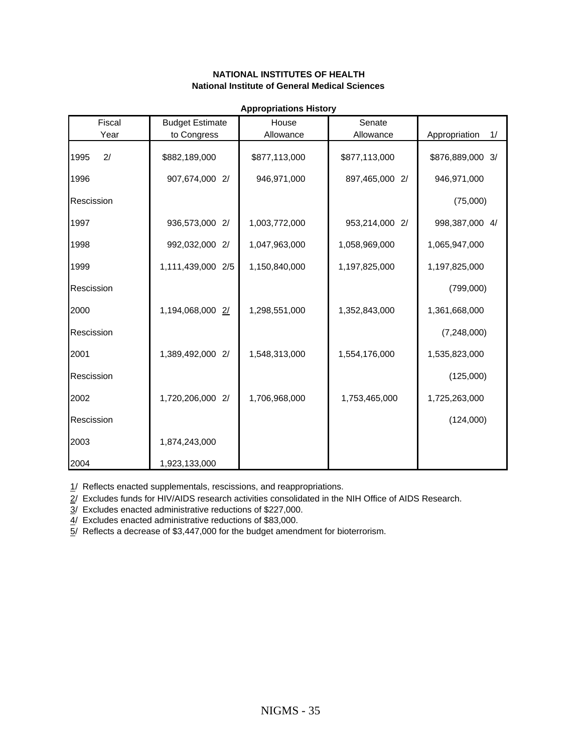**NATIONAL INSTITUTES OF HEALTH**
**National Institute of General Medical Sciences**

**Appropriations History**

| Fiscal Year | Budget Estimate to Congress | House Allowance | Senate Allowance | Appropriation 1/ |
|---|---|---|---|---|
| 1995 2/ | $882,189,000 | $877,113,000 | $877,113,000 | $876,889,000 3/ |
| 1996 | 907,674,000 2/ | 946,971,000 | 897,465,000 2/ | 946,971,000 |
| Rescission | | | | (75,000) |
| 1997 | 936,573,000 2/ | 1,003,772,000 | 953,214,000 2/ | 998,387,000 4/ |
| 1998 | 992,032,000 2/ | 1,047,963,000 | 1,058,969,000 | 1,065,947,000 |
| 1999 | 1,111,439,000 2/5 | 1,150,840,000 | 1,197,825,000 | 1,197,825,000 |
| Rescission | | | | (799,000) |
| 2000 | 1,194,068,000 2/ | 1,298,551,000 | 1,352,843,000 | 1,361,668,000 |
| Rescission | | | | (7,248,000) |
| 2001 | 1,389,492,000 2/ | 1,548,313,000 | 1,554,176,000 | 1,535,823,000 |
| Rescission | | | | (125,000) |
| 2002 | 1,720,206,000 2/ | 1,706,968,000 | 1,753,465,000 | 1,725,263,000 |
| Rescission | | | | (124,000) |
| 2003 | 1,874,243,000 | | | |
| 2004 | 1,923,133,000 | | | |

1/ Reflects enacted supplementals, rescissions, and reappropriations.

2/ Excludes funds for HIV/AIDS research activities consolidated in the NIH Office of AIDS Research.

3/ Excludes enacted administrative reductions of $227,000.

4/ Excludes enacted administrative reductions of $83,000.

5/ Reflects a decrease of $3,447,000 for the budget amendment for bioterrorism.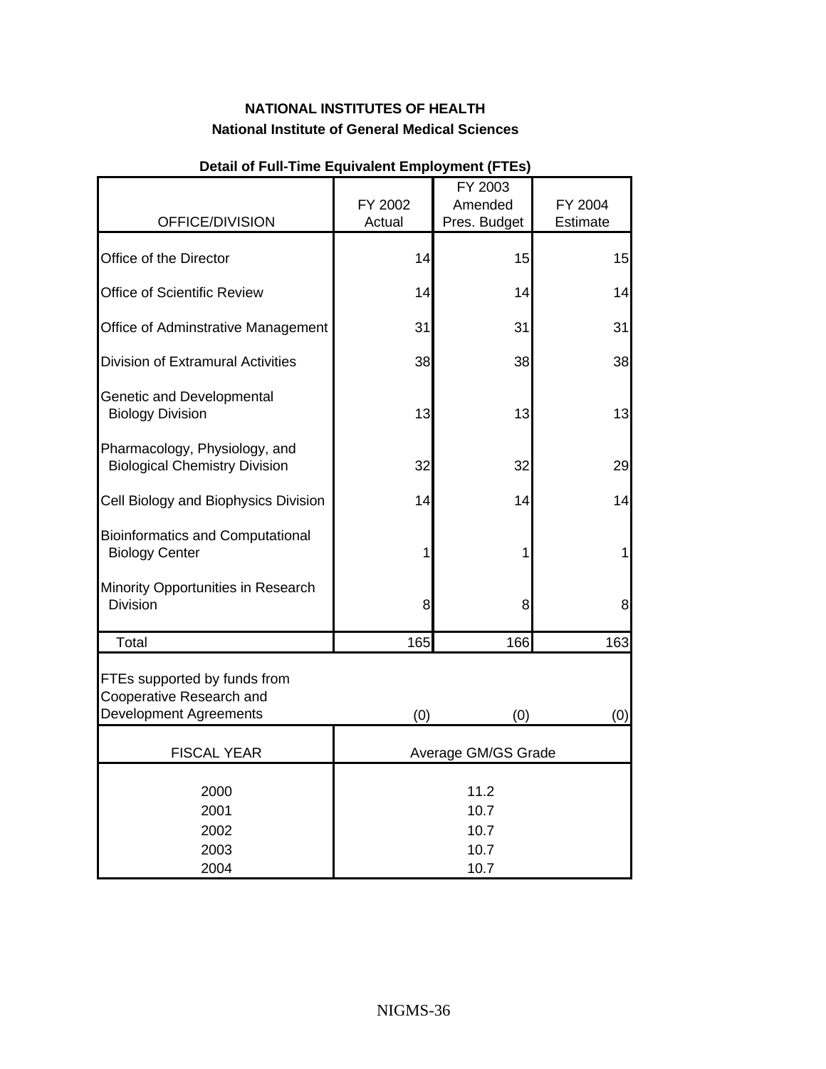**NATIONAL INSTITUTES OF HEALTH**

**National Institute of General Medical Sciences**

**Detail of Full-Time Equivalent Employment (FTEs)**

| OFFICE/DIVISION | FY 2002 Actual | FY 2003 Amended Pres. Budget | FY 2004 Estimate |
|---|---|---|---|
| Office of the Director | 14 | 15 | 15 |
| Office of Scientific Review | 14 | 14 | 14 |
| Office of Adminstrative Management | 31 | 31 | 31 |
| Division of Extramural Activities | 38 | 38 | 38 |
| Genetic and Developmental Biology Division | 13 | 13 | 13 |
| Pharmacology, Physiology, and Biological Chemistry Division | 32 | 32 | 29 |
| Cell Biology and Biophysics Division | 14 | 14 | 14 |
| Bioinformatics and Computational Biology Center | 1 | 1 | 1 |
| Minority Opportunities in Research Division | 8 | 8 | 8 |
| Total | 165 | 166 | 163 |
| FTEs supported by funds from Cooperative Research and Development Agreements | (0) | (0) | (0) |

| FISCAL YEAR | Average GM/GS Grade |
|---|---|
| 2000 | 11.2 |
| 2001 | 10.7 |
| 2002 | 10.7 |
| 2003 | 10.7 |
| 2004 | 10.7 |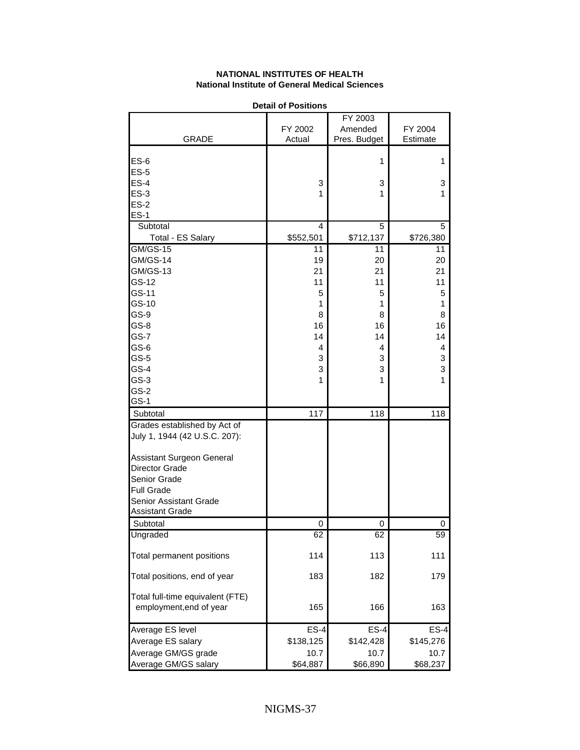**NATIONAL INSTITUTES OF HEALTH**
**National Institute of General Medical Sciences**

**Detail of Positions**

| GRADE | FY 2002 Actual | FY 2003 Amended Pres. Budget | FY 2004 Estimate |
|---|---|---|---|
| ES-6 | | 1 | 1 |
| ES-5 | | | |
| ES-4 | 3 | 3 | 3 |
| ES-3 | 1 | 1 | 1 |
| ES-2 | | | |
| ES-1 | | | |
| Subtotal | 4 | 5 | 5 |
| Total - ES Salary | $552,501 | $712,137 | $726,380 |
| GM/GS-15 | 11 | 11 | 11 |
| GM/GS-14 | 19 | 20 | 20 |
| GM/GS-13 | 21 | 21 | 21 |
| GS-12 | 11 | 11 | 11 |
| GS-11 | 5 | 5 | 5 |
| GS-10 | 1 | 1 | 1 |
| GS-9 | 8 | 8 | 8 |
| GS-8 | 16 | 16 | 16 |
| GS-7 | 14 | 14 | 14 |
| GS-6 | 4 | 4 | 4 |
| GS-5 | 3 | 3 | 3 |
| GS-4 | 3 | 3 | 3 |
| GS-3 | 1 | 1 | 1 |
| GS-2 | | | |
| GS-1 | | | |
| Subtotal | 117 | 118 | 118 |
| Grades established by Act of July 1, 1944 (42 U.S.C. 207): | | | |
| Assistant Surgeon General | | | |
| Director Grade | | | |
| Senior Grade | | | |
| Full Grade | | | |
| Senior Assistant Grade | | | |
| Assistant Grade | | | |
| Subtotal | 0 | 0 | 0 |
| Ungraded | 62 | 62 | 59 |
| Total permanent positions | 114 | 113 | 111 |
| Total positions, end of year | 183 | 182 | 179 |
| Total full-time equivalent (FTE) employment,end of year | 165 | 166 | 163 |
| Average ES level | ES-4 | ES-4 | ES-4 |
| Average ES salary | $138,125 | $142,428 | $145,276 |
| Average GM/GS grade | 10.7 | 10.7 | 10.7 |
| Average GM/GS salary | $64,887 | $66,890 | $68,237 |

NIGMS-37